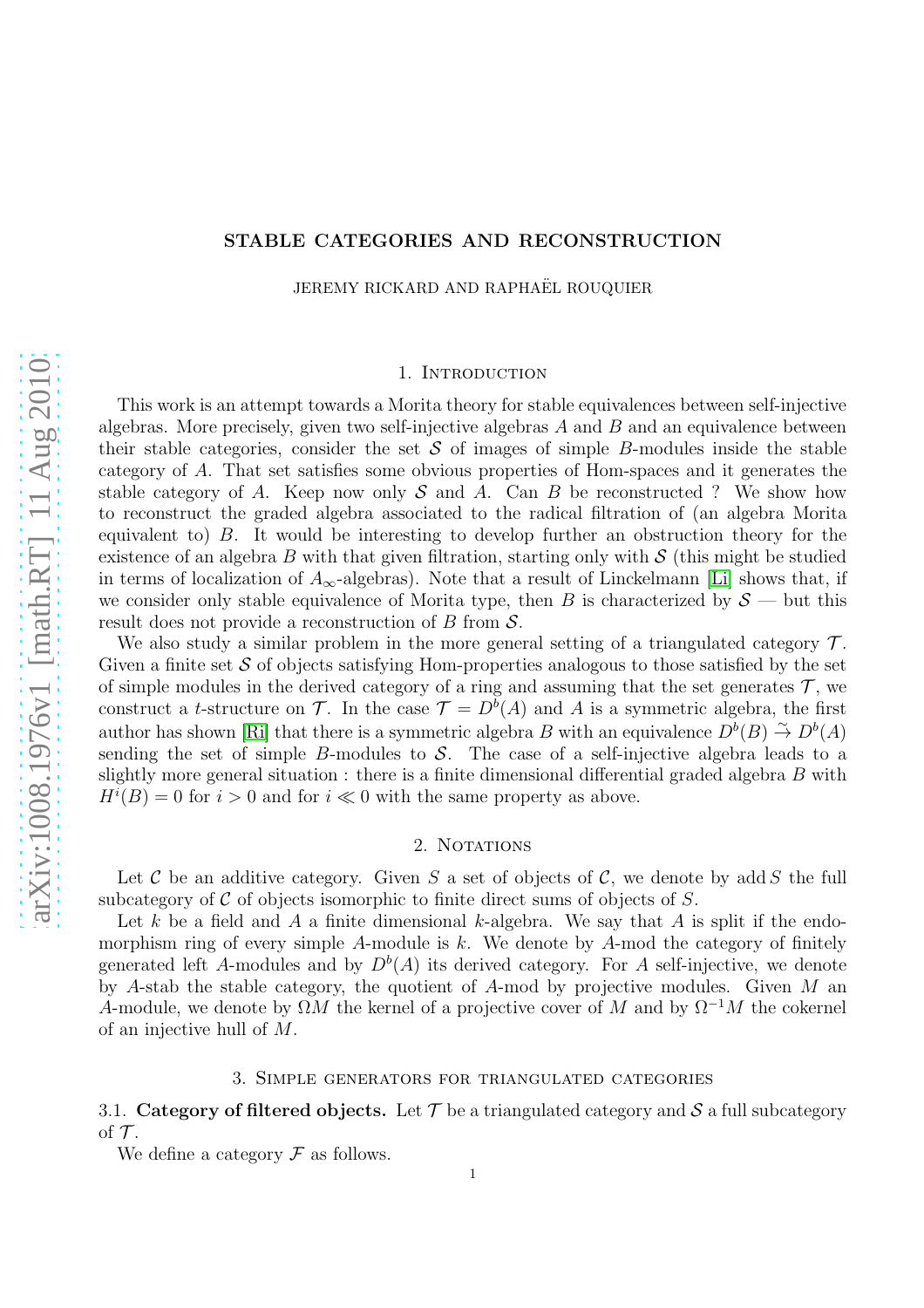# STABLE CATEGORIES AND RECONSTRUCTION

JEREMY RICKARD AND RAPHAËL ROUQUIER

## 1. Introduction

This work is an attempt towards a Morita theory for stable equivalences between self-injective algebras. More precisely, given two self-injective algebras $A$ and $B$ and an equivalence between their stable categories, consider the set $\mathcal{S}$ of images of simple $B$-modules inside the stable category of $A$. That set satisfies some obvious properties of Hom-spaces and it generates the stable category of $A$. Keep now only $\mathcal{S}$ and $A$. Can $B$ be reconstructed ? We show how to reconstruct the graded algebra associated to the radical filtration of (an algebra Morita equivalent to) $B$. It would be interesting to develop further an obstruction theory for the existence of an algebra $B$ with that given filtration, starting only with $\mathcal{S}$ (this might be studied in terms of localization of $A_\infty$-algebras). Note that a result of Linckelmann [Li] shows that, if we consider only stable equivalence of Morita type, then $B$ is characterized by $\mathcal{S}$ — but this result does not provide a reconstruction of $B$ from $\mathcal{S}$.

We also study a similar problem in the more general setting of a triangulated category $\mathcal{T}$. Given a finite set $\mathcal{S}$ of objects satisfying Hom-properties analogous to those satisfied by the set of simple modules in the derived category of a ring and assuming that the set generates $\mathcal{T}$, we construct a $t$-structure on $\mathcal{T}$. In the case $\mathcal{T} = D^b(A)$ and $A$ is a symmetric algebra, the first author has shown [Ri] that there is a symmetric algebra $B$ with an equivalence $D^b(B) \xrightarrow{\sim} D^b(A)$ sending the set of simple $B$-modules to $\mathcal{S}$. The case of a self-injective algebra leads to a slightly more general situation : there is a finite dimensional differential graded algebra $B$ with $H^i(B) = 0$ for $i > 0$ and for $i \ll 0$ with the same property as above.

## 2. Notations

Let $\mathcal{C}$ be an additive category. Given $S$ a set of objects of $\mathcal{C}$, we denote by $\operatorname{add} S$ the full subcategory of $\mathcal{C}$ of objects isomorphic to finite direct sums of objects of $S$.

Let $k$ be a field and $A$ a finite dimensional $k$-algebra. We say that $A$ is split if the endomorphism ring of every simple $A$-module is $k$. We denote by $A$-mod the category of finitely generated left $A$-modules and by $D^b(A)$ its derived category. For $A$ self-injective, we denote by $A$-stab the stable category, the quotient of $A$-mod by projective modules. Given $M$ an $A$-module, we denote by $\Omega M$ the kernel of a projective cover of $M$ and by $\Omega^{-1}M$ the cokernel of an injective hull of $M$.

## 3. Simple generators for triangulated categories

### 3.1. Category of filtered objects.

Let $\mathcal{T}$ be a triangulated category and $\mathcal{S}$ a full subcategory of $\mathcal{T}$.

We define a category $\mathcal{F}$ as follows.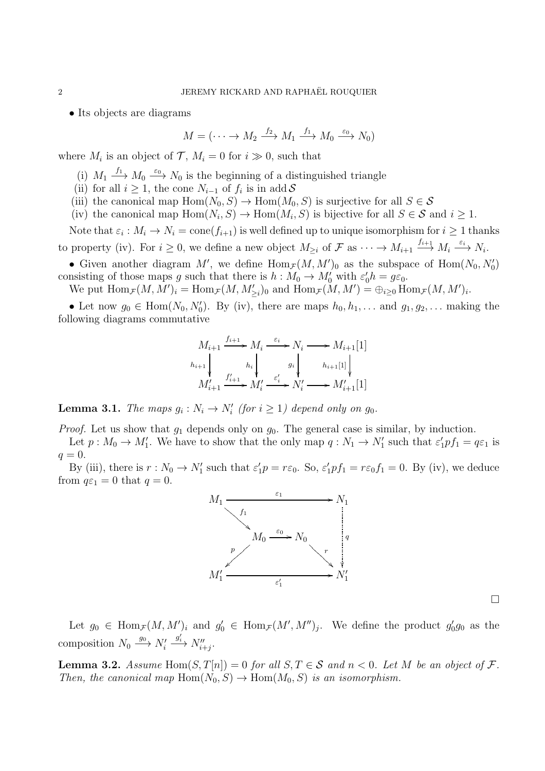• Its objects are diagrams

$$M = (\cdots \to M_2 \xrightarrow{f_2} M_1 \xrightarrow{f_1} M_0 \xrightarrow{\varepsilon_0} N_0)$$

where $M_i$ is an object of $\mathcal{T}$, $M_i = 0$ for $i \gg 0$, such that

(i) $M_1 \xrightarrow{f_1} M_0 \xrightarrow{\varepsilon_0} N_0$ is the beginning of a distinguished triangle
(ii) for all $i \geq 1$, the cone $N_{i-1}$ of $f_i$ is in $\operatorname{add} \mathcal{S}$
(iii) the canonical map $\operatorname{Hom}(N_0, S) \to \operatorname{Hom}(M_0, S)$ is surjective for all $S \in \mathcal{S}$
(iv) the canonical map $\operatorname{Hom}(N_i, S) \to \operatorname{Hom}(M_i, S)$ is bijective for all $S \in \mathcal{S}$ and $i \geq 1$.

Note that $\varepsilon_i : M_i \to N_i = \operatorname{cone}(f_{i+1})$ is well defined up to unique isomorphism for $i \geq 1$ thanks to property (iv). For $i \geq 0$, we define a new object $M_{\geq i}$ of $\mathcal{F}$ as $\cdots \to M_{i+1} \xrightarrow{f_{i+1}} M_i \xrightarrow{\varepsilon_i} N_i$.

• Given another diagram $M'$, we define $\operatorname{Hom}_{\mathcal{F}}(M, M')_0$ as the subspace of $\operatorname{Hom}(N_0, N_0')$ consisting of those maps $g$ such that there is $h : M_0 \to M_0'$ with $\varepsilon_0' h = g\varepsilon_0$.

We put $\operatorname{Hom}_{\mathcal{F}}(M, M')_i = \operatorname{Hom}_{\mathcal{F}}(M, M'_{\geq i})_0$ and $\operatorname{Hom}_{\mathcal{F}}(M, M') = \oplus_{i \geq 0} \operatorname{Hom}_{\mathcal{F}}(M, M')_i$.

• Let now $g_0 \in \operatorname{Hom}(N_0, N_0')$. By (iv), there are maps $h_0, h_1, \ldots$ and $g_1, g_2, \ldots$ making the following diagrams commutative

$$\begin{array}{ccccccc}
M_{i+1} & \xrightarrow{f_{i+1}} & M_i & \xrightarrow{\varepsilon_i} & N_i & \longrightarrow & M_{i+1}[1] \\
\downarrow{\scriptstyle h_{i+1}} & & \downarrow{\scriptstyle h_i} & & \downarrow{\scriptstyle g_i} & & \downarrow{\scriptstyle h_{i+1}[1]} \\
M'_{i+1} & \xrightarrow{f'_{i+1}} & M'_i & \xrightarrow{\varepsilon'_i} & N'_i & \longrightarrow & M'_{i+1}[1]
\end{array}$$

**Lemma 3.1.** *The maps $g_i : N_i \to N_i'$ (for $i \geq 1$) depend only on $g_0$.*

*Proof.* Let us show that $g_1$ depends only on $g_0$. The general case is similar, by induction.

Let $p : M_0 \to M_1'$. We have to show that the only map $q : N_1 \to N_1'$ such that $\varepsilon_1' p f_1 = q\varepsilon_1$ is $q = 0$.

By (iii), there is $r : N_0 \to N_1'$ such that $\varepsilon_1' p = r\varepsilon_0$. So, $\varepsilon_1' p f_1 = r\varepsilon_0 f_1 = 0$. By (iv), we deduce from $q\varepsilon_1 = 0$ that $q = 0$.

$$\begin{array}{ccccc}
M_1 & & \xrightarrow{\quad\varepsilon_1\quad} & & N_1 \\
& \searrow^{f_1} & & & \vdots \; q \\
& & M_0 \xrightarrow{\varepsilon_0} N_0 & & \vdots \\
& \swarrow^{p} & & \searrow^{r} & \downarrow \\
M_1' & & \xrightarrow{\quad\varepsilon_1'\quad} & & N_1'
\end{array}$$

∎

Let $g_0 \in \operatorname{Hom}_{\mathcal{F}}(M, M')_i$ and $g_0' \in \operatorname{Hom}_{\mathcal{F}}(M', M'')_j$. We define the product $g_0' g_0$ as the composition $N_0 \xrightarrow{g_0} N_i' \xrightarrow{g_i'} N''_{i+j}$.

**Lemma 3.2.** *Assume $\operatorname{Hom}(S, T[n]) = 0$ for all $S, T \in \mathcal{S}$ and $n < 0$. Let $M$ be an object of $\mathcal{F}$. Then, the canonical map $\operatorname{Hom}(N_0, S) \to \operatorname{Hom}(M_0, S)$ is an isomorphism.*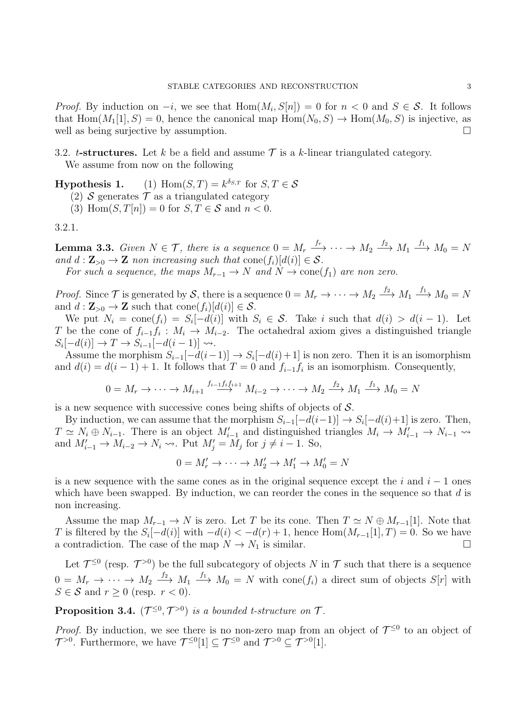*Proof.* By induction on $-i$, we see that $\operatorname{Hom}(M_i, S[n]) = 0$ for $n < 0$ and $S \in \mathcal{S}$. It follows that $\operatorname{Hom}(M_1[1], S) = 0$, hence the canonical map $\operatorname{Hom}(N_0, S) \to \operatorname{Hom}(M_0, S)$ is injective, as well as being surjective by assumption. $\square$

3.2. ***t*-structures.** Let $k$ be a field and assume $\mathcal{T}$ is a $k$-linear triangulated category.

We assume from now on the following

**Hypothesis 1.** (1) $\operatorname{Hom}(S, T) = k^{\delta_{S,T}}$ for $S, T \in \mathcal{S}$

(2) $\mathcal{S}$ generates $\mathcal{T}$ as a triangulated category

(3) $\operatorname{Hom}(S, T[n]) = 0$ for $S, T \in \mathcal{S}$ and $n < 0$.

3.2.1.

**Lemma 3.3.** *Given $N \in \mathcal{T}$, there is a sequence $0 = M_r \xrightarrow{f_r} \cdots \to M_2 \xrightarrow{f_2} M_1 \xrightarrow{f_1} M_0 = N$ and $d : \mathbf{Z}_{>0} \to \mathbf{Z}$ non increasing such that $\operatorname{cone}(f_i)[d(i)] \in \mathcal{S}$.*

*For such a sequence, the maps $M_{r-1} \to N$ and $N \to \operatorname{cone}(f_1)$ are non zero.*

*Proof.* Since $\mathcal{T}$ is generated by $\mathcal{S}$, there is a sequence $0 = M_r \to \cdots \to M_2 \xrightarrow{f_2} M_1 \xrightarrow{f_1} M_0 = N$ and $d : \mathbf{Z}_{>0} \to \mathbf{Z}$ such that $\operatorname{cone}(f_i)[d(i)] \in \mathcal{S}$.

We put $N_i = \operatorname{cone}(f_i) = S_i[-d(i)]$ with $S_i \in \mathcal{S}$. Take $i$ such that $d(i) > d(i-1)$. Let $T$ be the cone of $f_{i-1}f_i : M_i \to M_{i-2}$. The octahedral axiom gives a distinguished triangle $S_i[-d(i)] \to T \to S_{i-1}[-d(i-1)] \rightsquigarrow$.

Assume the morphism $S_{i-1}[-d(i-1)] \to S_i[-d(i)+1]$ is non zero. Then it is an isomorphism and $d(i) = d(i-1) + 1$. It follows that $T = 0$ and $f_{i-1}f_i$ is an isomorphism. Consequently,

$$0 = M_r \to \cdots \to M_{i+1} \xrightarrow{f_{i-1}f_if_{i+1}} M_{i-2} \to \cdots \to M_2 \xrightarrow{f_2} M_1 \xrightarrow{f_1} M_0 = N$$

is a new sequence with successive cones being shifts of objects of $\mathcal{S}$.

By induction, we can assume that the morphism $S_{i-1}[-d(i-1)] \to S_i[-d(i)+1]$ is zero. Then, $T \simeq N_i \oplus N_{i-1}$. There is an object $M'_{i-1}$ and distinguished triangles $M_i \to M'_{i-1} \to N_{i-1} \rightsquigarrow$ and $M'_{i-1} \to M_{i-2} \to N_i \rightsquigarrow$. Put $M'_j = M_j$ for $j \neq i-1$. So,

$$0 = M'_r \to \cdots \to M'_2 \to M'_1 \to M'_0 = N$$

is a new sequence with the same cones as in the original sequence except the $i$ and $i-1$ ones which have been swapped. By induction, we can reorder the cones in the sequence so that $d$ is non increasing.

Assume the map $M_{r-1} \to N$ is zero. Let $T$ be its cone. Then $T \simeq N \oplus M_{r-1}[1]$. Note that $T$ is filtered by the $S_i[-d(i)]$ with $-d(i) < -d(r) + 1$, hence $\operatorname{Hom}(M_{r-1}[1], T) = 0$. So we have a contradiction. The case of the map $N \to N_1$ is similar. $\square$

Let $\mathcal{T}^{\leq 0}$ (resp. $\mathcal{T}^{>0}$) be the full subcategory of objects $N$ in $\mathcal{T}$ such that there is a sequence $0 = M_r \to \cdots \to M_2 \xrightarrow{f_2} M_1 \xrightarrow{f_1} M_0 = N$ with $\operatorname{cone}(f_i)$ a direct sum of objects $S[r]$ with $S \in \mathcal{S}$ and $r \geq 0$ (resp. $r < 0$).

**Proposition 3.4.** *$(\mathcal{T}^{\leq 0}, \mathcal{T}^{>0})$ is a bounded t-structure on $\mathcal{T}$.*

*Proof.* By induction, we see there is no non-zero map from an object of $\mathcal{T}^{\leq 0}$ to an object of $\mathcal{T}^{>0}$. Furthermore, we have $\mathcal{T}^{\leq 0}[1] \subseteq \mathcal{T}^{\leq 0}$ and $\mathcal{T}^{>0} \subseteq \mathcal{T}^{>0}[1]$.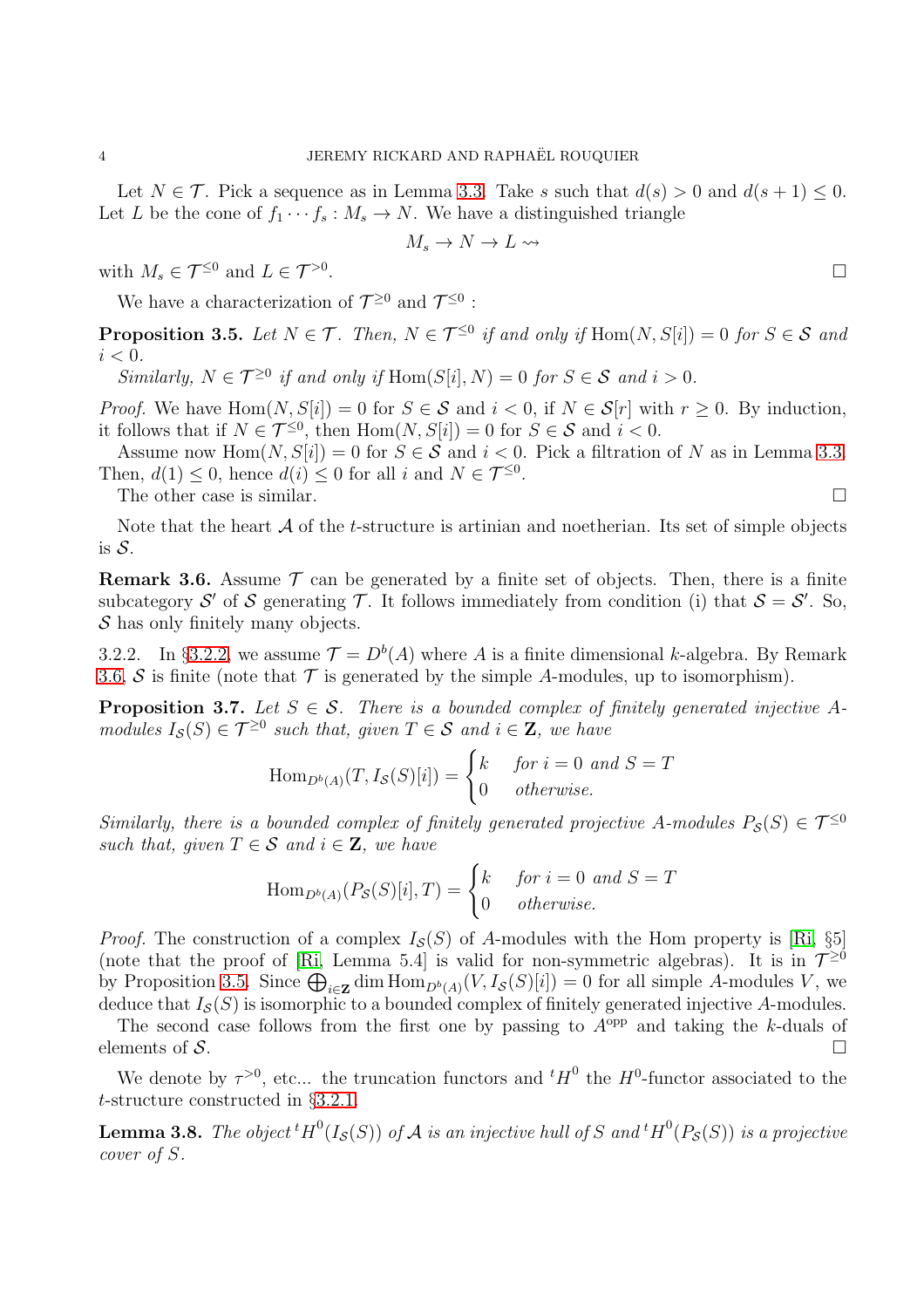Let $N \in \mathcal{T}$. Pick a sequence as in Lemma 3.3. Take $s$ such that $d(s) > 0$ and $d(s+1) \leq 0$. Let $L$ be the cone of $f_1 \cdots f_s : M_s \to N$. We have a distinguished triangle

$$M_s \to N \to L \rightsquigarrow$$

with $M_s \in \mathcal{T}^{\leq 0}$ and $L \in \mathcal{T}^{>0}$. ∎

We have a characterization of $\mathcal{T}^{\geq 0}$ and $\mathcal{T}^{\leq 0}$ :

**Proposition 3.5.** *Let $N \in \mathcal{T}$. Then, $N \in \mathcal{T}^{\leq 0}$ if and only if $\operatorname{Hom}(N, S[i]) = 0$ for $S \in \mathcal{S}$ and $i < 0$.*

*Similarly, $N \in \mathcal{T}^{\geq 0}$ if and only if $\operatorname{Hom}(S[i], N) = 0$ for $S \in \mathcal{S}$ and $i > 0$.*

*Proof.* We have $\operatorname{Hom}(N, S[i]) = 0$ for $S \in \mathcal{S}$ and $i < 0$, if $N \in \mathcal{S}[r]$ with $r \geq 0$. By induction, it follows that if $N \in \mathcal{T}^{\leq 0}$, then $\operatorname{Hom}(N, S[i]) = 0$ for $S \in \mathcal{S}$ and $i < 0$.

Assume now $\operatorname{Hom}(N, S[i]) = 0$ for $S \in \mathcal{S}$ and $i < 0$. Pick a filtration of $N$ as in Lemma 3.3. Then, $d(1) \leq 0$, hence $d(i) \leq 0$ for all $i$ and $N \in \mathcal{T}^{\leq 0}$.

The other case is similar. ∎

Note that the heart $\mathcal{A}$ of the $t$-structure is artinian and noetherian. Its set of simple objects is $\mathcal{S}$.

**Remark 3.6.** Assume $\mathcal{T}$ can be generated by a finite set of objects. Then, there is a finite subcategory $\mathcal{S}'$ of $\mathcal{S}$ generating $\mathcal{T}$. It follows immediately from condition (i) that $\mathcal{S} = \mathcal{S}'$. So, $\mathcal{S}$ has only finitely many objects.

3.2.2. In §3.2.2, we assume $\mathcal{T} = D^b(A)$ where $A$ is a finite dimensional $k$-algebra. By Remark 3.6, $\mathcal{S}$ is finite (note that $\mathcal{T}$ is generated by the simple $A$-modules, up to isomorphism).

**Proposition 3.7.** *Let $S \in \mathcal{S}$. There is a bounded complex of finitely generated injective $A$-modules $I_{\mathcal{S}}(S) \in \mathcal{T}^{\geq 0}$ such that, given $T \in \mathcal{S}$ and $i \in \mathbf{Z}$, we have*

$$\operatorname{Hom}_{D^b(A)}(T, I_{\mathcal{S}}(S)[i]) = \begin{cases} k & \text{for } i = 0 \text{ and } S = T \\ 0 & \text{otherwise.} \end{cases}$$

*Similarly, there is a bounded complex of finitely generated projective $A$-modules $P_{\mathcal{S}}(S) \in \mathcal{T}^{\leq 0}$ such that, given $T \in \mathcal{S}$ and $i \in \mathbf{Z}$, we have*

$$\operatorname{Hom}_{D^b(A)}(P_{\mathcal{S}}(S)[i], T) = \begin{cases} k & \text{for } i = 0 \text{ and } S = T \\ 0 & \text{otherwise.} \end{cases}$$

*Proof.* The construction of a complex $I_{\mathcal{S}}(S)$ of $A$-modules with the Hom property is [Ri, §5] (note that the proof of [Ri, Lemma 5.4] is valid for non-symmetric algebras). It is in $\mathcal{T}^{\geq 0}$ by Proposition 3.5. Since $\bigoplus_{i \in \mathbf{Z}} \dim \operatorname{Hom}_{D^b(A)}(V, I_{\mathcal{S}}(S)[i]) = 0$ for all simple $A$-modules $V$, we deduce that $I_{\mathcal{S}}(S)$ is isomorphic to a bounded complex of finitely generated injective $A$-modules.

The second case follows from the first one by passing to $A^{\mathrm{opp}}$ and taking the $k$-duals of elements of $\mathcal{S}$. ∎

We denote by $\tau^{>0}$, etc... the truncation functors and ${}^tH^0$ the $H^0$-functor associated to the $t$-structure constructed in §3.2.1.

**Lemma 3.8.** *The object ${}^tH^0(I_{\mathcal{S}}(S))$ of $\mathcal{A}$ is an injective hull of $S$ and ${}^tH^0(P_{\mathcal{S}}(S))$ is a projective cover of $S$.*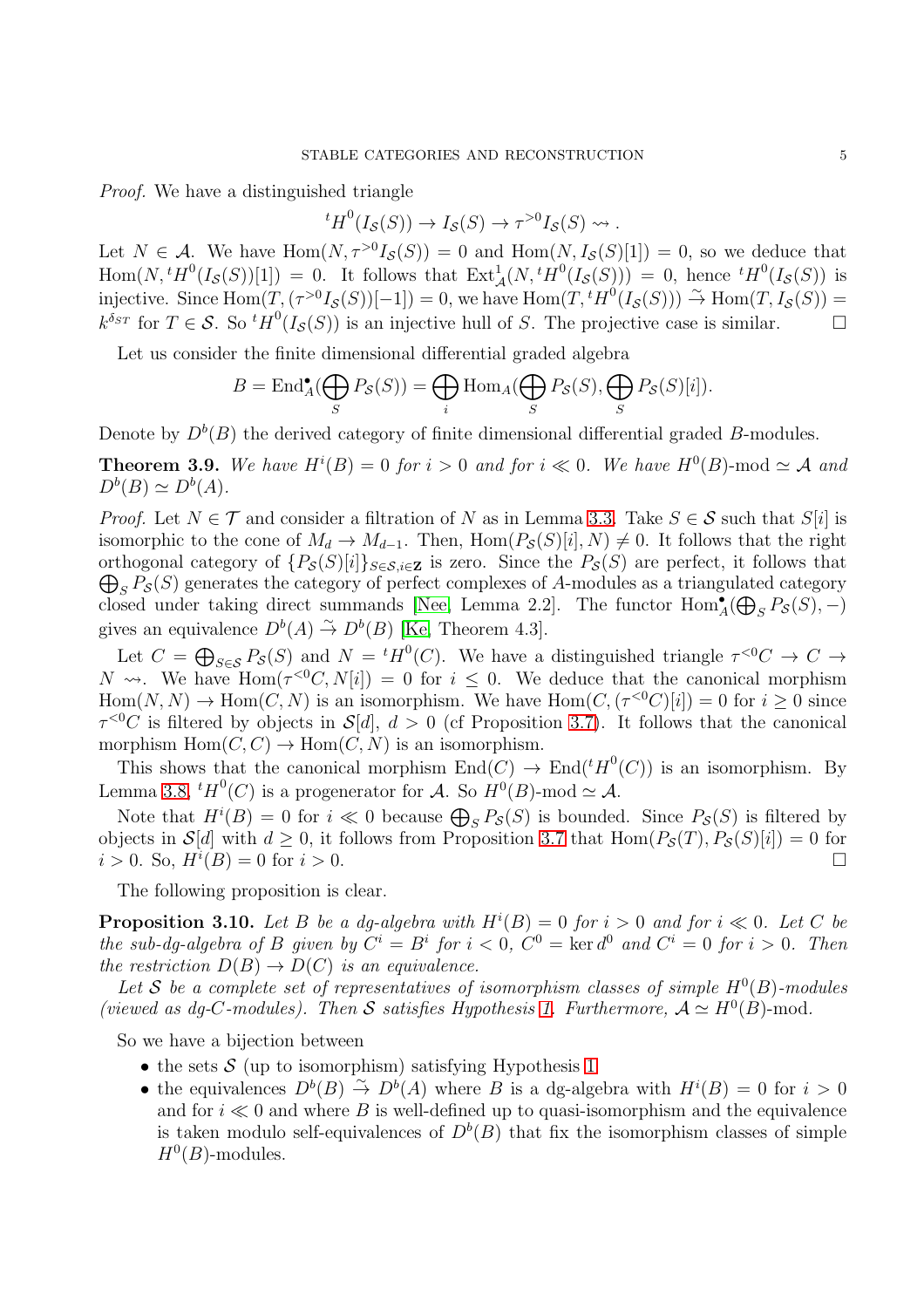*Proof.* We have a distinguished triangle

$$^{t}H^0(I_{\mathcal{S}}(S)) \to I_{\mathcal{S}}(S) \to \tau^{>0} I_{\mathcal{S}}(S) \rightsquigarrow .$$

Let $N \in \mathcal{A}$. We have $\mathrm{Hom}(N, \tau^{>0} I_{\mathcal{S}}(S)) = 0$ and $\mathrm{Hom}(N, I_{\mathcal{S}}(S)[1]) = 0$, so we deduce that $\mathrm{Hom}(N, {}^{t}H^0(I_{\mathcal{S}}(S))[1]) = 0$. It follows that $\mathrm{Ext}^1_{\mathcal{A}}(N, {}^{t}H^0(I_{\mathcal{S}}(S))) = 0$, hence ${}^{t}H^0(I_{\mathcal{S}}(S))$ is injective. Since $\mathrm{Hom}(T, (\tau^{>0} I_{\mathcal{S}}(S))[-1]) = 0$, we have $\mathrm{Hom}(T, {}^{t}H^0(I_{\mathcal{S}}(S))) \xrightarrow{\sim} \mathrm{Hom}(T, I_{\mathcal{S}}(S)) = k^{\delta_{ST}}$ for $T \in \mathcal{S}$. So ${}^{t}H^0(I_{\mathcal{S}}(S))$ is an injective hull of $S$. The projective case is similar. □

Let us consider the finite dimensional differential graded algebra

$$B = \mathrm{End}^\bullet_A(\bigoplus_S P_{\mathcal{S}}(S)) = \bigoplus_i \mathrm{Hom}_A(\bigoplus_S P_{\mathcal{S}}(S), \bigoplus_S P_{\mathcal{S}}(S)[i]).$$

Denote by $D^b(B)$ the derived category of finite dimensional differential graded $B$-modules.

**Theorem 3.9.** *We have $H^i(B) = 0$ for $i > 0$ and for $i \ll 0$. We have $H^0(B)\text{-mod} \simeq \mathcal{A}$ and $D^b(B) \simeq D^b(A)$.*

*Proof.* Let $N \in \mathcal{T}$ and consider a filtration of $N$ as in Lemma 3.3. Take $S \in \mathcal{S}$ such that $S[i]$ is isomorphic to the cone of $M_d \to M_{d-1}$. Then, $\mathrm{Hom}(P_{\mathcal{S}}(S)[i], N) \neq 0$. It follows that the right orthogonal category of $\{P_{\mathcal{S}}(S)[i]\}_{S \in \mathcal{S}, i \in \mathbf{Z}}$ is zero. Since the $P_{\mathcal{S}}(S)$ are perfect, it follows that $\bigoplus_S P_{\mathcal{S}}(S)$ generates the category of perfect complexes of $A$-modules as a triangulated category closed under taking direct summands [Nee, Lemma 2.2]. The functor $\mathrm{Hom}^\bullet_A(\bigoplus_S P_{\mathcal{S}}(S), -)$ gives an equivalence $D^b(A) \xrightarrow{\sim} D^b(B)$ [Ke, Theorem 4.3].

Let $C = \bigoplus_{S \in \mathcal{S}} P_{\mathcal{S}}(S)$ and $N = {}^{t}H^0(C)$. We have a distinguished triangle $\tau^{<0} C \to C \to N \rightsquigarrow$. We have $\mathrm{Hom}(\tau^{<0} C, N[i]) = 0$ for $i \leq 0$. We deduce that the canonical morphism $\mathrm{Hom}(N, N) \to \mathrm{Hom}(C, N)$ is an isomorphism. We have $\mathrm{Hom}(C, (\tau^{<0} C)[i]) = 0$ for $i \geq 0$ since $\tau^{<0} C$ is filtered by objects in $\mathcal{S}[d]$, $d > 0$ (cf Proposition 3.7). It follows that the canonical morphism $\mathrm{Hom}(C, C) \to \mathrm{Hom}(C, N)$ is an isomorphism.

This shows that the canonical morphism $\mathrm{End}(C) \to \mathrm{End}({}^{t}H^0(C))$ is an isomorphism. By Lemma 3.8, ${}^{t}H^0(C)$ is a progenerator for $\mathcal{A}$. So $H^0(B)\text{-mod} \simeq \mathcal{A}$.

Note that $H^i(B) = 0$ for $i \ll 0$ because $\bigoplus_S P_{\mathcal{S}}(S)$ is bounded. Since $P_{\mathcal{S}}(S)$ is filtered by objects in $\mathcal{S}[d]$ with $d \geq 0$, it follows from Proposition 3.7 that $\mathrm{Hom}(P_{\mathcal{S}}(T), P_{\mathcal{S}}(S)[i]) = 0$ for $i > 0$. So, $H^i(B) = 0$ for $i > 0$. □

The following proposition is clear.

**Proposition 3.10.** *Let $B$ be a dg-algebra with $H^i(B) = 0$ for $i > 0$ and for $i \ll 0$. Let $C$ be the sub-dg-algebra of $B$ given by $C^i = B^i$ for $i < 0$, $C^0 = \ker d^0$ and $C^i = 0$ for $i > 0$. Then the restriction $D(B) \to D(C)$ is an equivalence.*

*Let $\mathcal{S}$ be a complete set of representatives of isomorphism classes of simple $H^0(B)$-modules (viewed as dg-$C$-modules). Then $\mathcal{S}$ satisfies Hypothesis 1. Furthermore, $\mathcal{A} \simeq H^0(B)\text{-mod}$.*

So we have a bijection between

- the sets $\mathcal{S}$ (up to isomorphism) satisfying Hypothesis 1
- the equivalences $D^b(B) \xrightarrow{\sim} D^b(A)$ where $B$ is a dg-algebra with $H^i(B) = 0$ for $i > 0$ and for $i \ll 0$ and where $B$ is well-defined up to quasi-isomorphism and the equivalence is taken modulo self-equivalences of $D^b(B)$ that fix the isomorphism classes of simple $H^0(B)$-modules.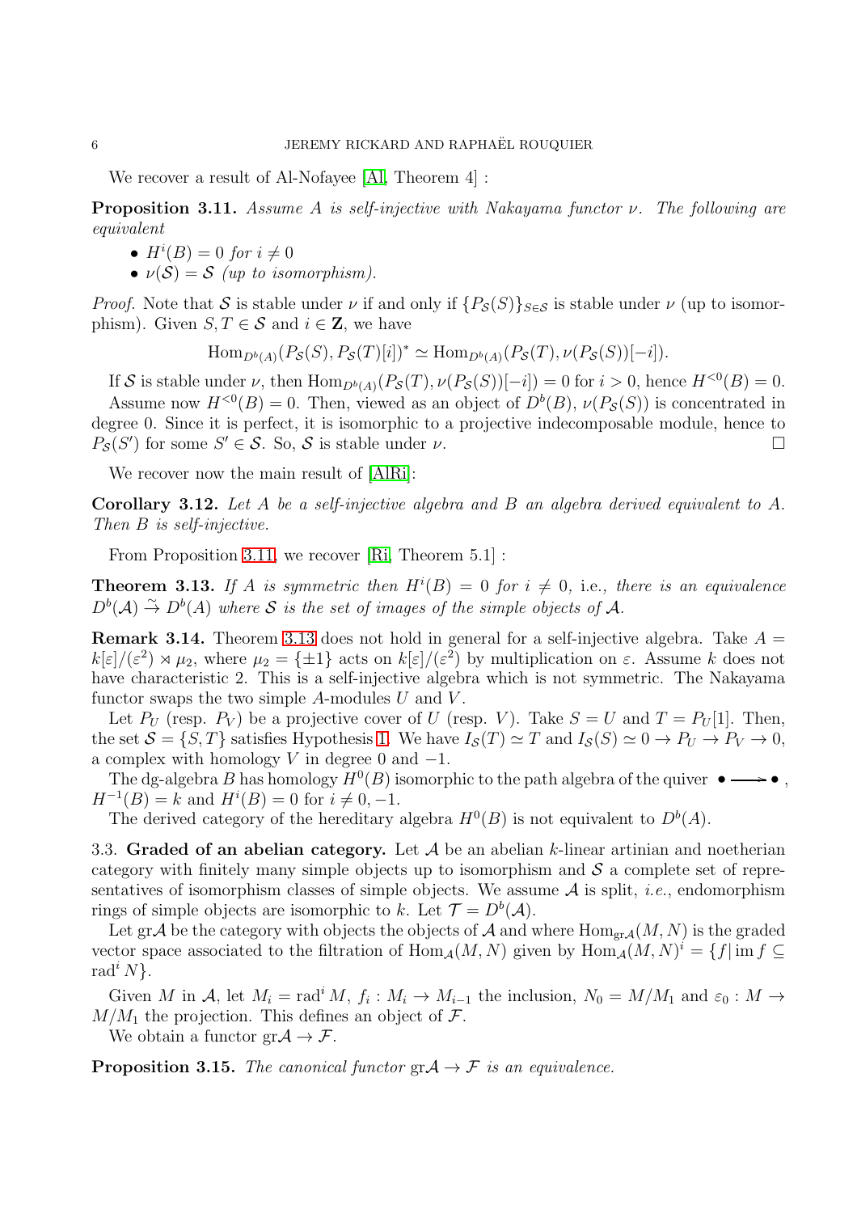We recover a result of Al-Nofayee [Al, Theorem 4] :

**Proposition 3.11.** *Assume $A$ is self-injective with Nakayama functor $\nu$. The following are equivalent*

- $H^i(B) = 0$ *for* $i \neq 0$
- $\nu(\mathcal{S}) = \mathcal{S}$ *(up to isomorphism).*

*Proof.* Note that $\mathcal{S}$ is stable under $\nu$ if and only if $\{P_{\mathcal{S}}(S)\}_{S\in\mathcal{S}}$ is stable under $\nu$ (up to isomorphism). Given $S, T \in \mathcal{S}$ and $i \in \mathbf{Z}$, we have

$$\mathrm{Hom}_{D^b(A)}(P_{\mathcal{S}}(S), P_{\mathcal{S}}(T)[i])^* \simeq \mathrm{Hom}_{D^b(A)}(P_{\mathcal{S}}(T), \nu(P_{\mathcal{S}}(S))[-i]).$$

If $\mathcal{S}$ is stable under $\nu$, then $\mathrm{Hom}_{D^b(A)}(P_{\mathcal{S}}(T), \nu(P_{\mathcal{S}}(S))[-i]) = 0$ for $i > 0$, hence $H^{<0}(B) = 0$.

Assume now $H^{<0}(B) = 0$. Then, viewed as an object of $D^b(B)$, $\nu(P_{\mathcal{S}}(S))$ is concentrated in degree 0. Since it is perfect, it is isomorphic to a projective indecomposable module, hence to $P_{\mathcal{S}}(S')$ for some $S' \in \mathcal{S}$. So, $\mathcal{S}$ is stable under $\nu$. □

We recover now the main result of [AlRi]:

**Corollary 3.12.** *Let $A$ be a self-injective algebra and $B$ an algebra derived equivalent to $A$. Then $B$ is self-injective.*

From Proposition 3.11, we recover [Ri, Theorem 5.1] :

**Theorem 3.13.** *If $A$ is symmetric then $H^i(B) = 0$ for $i \neq 0$, i.e., there is an equivalence $D^b(\mathcal{A}) \xrightarrow{\sim} D^b(A)$ where $\mathcal{S}$ is the set of images of the simple objects of $\mathcal{A}$.*

**Remark 3.14.** Theorem 3.13 does not hold in general for a self-injective algebra. Take $A = k[\varepsilon]/(\varepsilon^2) \rtimes \mu_2$, where $\mu_2 = \{\pm 1\}$ acts on $k[\varepsilon]/(\varepsilon^2)$ by multiplication on $\varepsilon$. Assume $k$ does not have characteristic 2. This is a self-injective algebra which is not symmetric. The Nakayama functor swaps the two simple $A$-modules $U$ and $V$.

Let $P_U$ (resp. $P_V$) be a projective cover of $U$ (resp. $V$). Take $S = U$ and $T = P_U[1]$. Then, the set $\mathcal{S} = \{S, T\}$ satisfies Hypothesis 1. We have $I_{\mathcal{S}}(T) \simeq T$ and $I_{\mathcal{S}}(S) \simeq 0 \to P_U \to P_V \to 0$, a complex with homology $V$ in degree 0 and $-1$.

The dg-algebra $B$ has homology $H^0(B)$ isomorphic to the path algebra of the quiver $\bullet \longrightarrow \bullet$, $H^{-1}(B) = k$ and $H^i(B) = 0$ for $i \neq 0, -1$.

The derived category of the hereditary algebra $H^0(B)$ is not equivalent to $D^b(A)$.

### 3.3. Graded of an abelian category.

Let $\mathcal{A}$ be an abelian $k$-linear artinian and noetherian category with finitely many simple objects up to isomorphism and $\mathcal{S}$ a complete set of representatives of isomorphism classes of simple objects. We assume $\mathcal{A}$ is split, *i.e.*, endomorphism rings of simple objects are isomorphic to $k$. Let $\mathcal{T} = D^b(\mathcal{A})$.

Let $\mathrm{gr}\mathcal{A}$ be the category with objects the objects of $\mathcal{A}$ and where $\mathrm{Hom}_{\mathrm{gr}\mathcal{A}}(M, N)$ is the graded vector space associated to the filtration of $\mathrm{Hom}_{\mathcal{A}}(M, N)$ given by $\mathrm{Hom}_{\mathcal{A}}(M, N)^i = \{f \mid \mathrm{im}\, f \subseteq \mathrm{rad}^i N\}$.

Given $M$ in $\mathcal{A}$, let $M_i = \mathrm{rad}^i M$, $f_i : M_i \to M_{i-1}$ the inclusion, $N_0 = M/M_1$ and $\varepsilon_0 : M \to M/M_1$ the projection. This defines an object of $\mathcal{F}$.

We obtain a functor $\mathrm{gr}\mathcal{A} \to \mathcal{F}$.

**Proposition 3.15.** *The canonical functor $\mathrm{gr}\mathcal{A} \to \mathcal{F}$ is an equivalence.*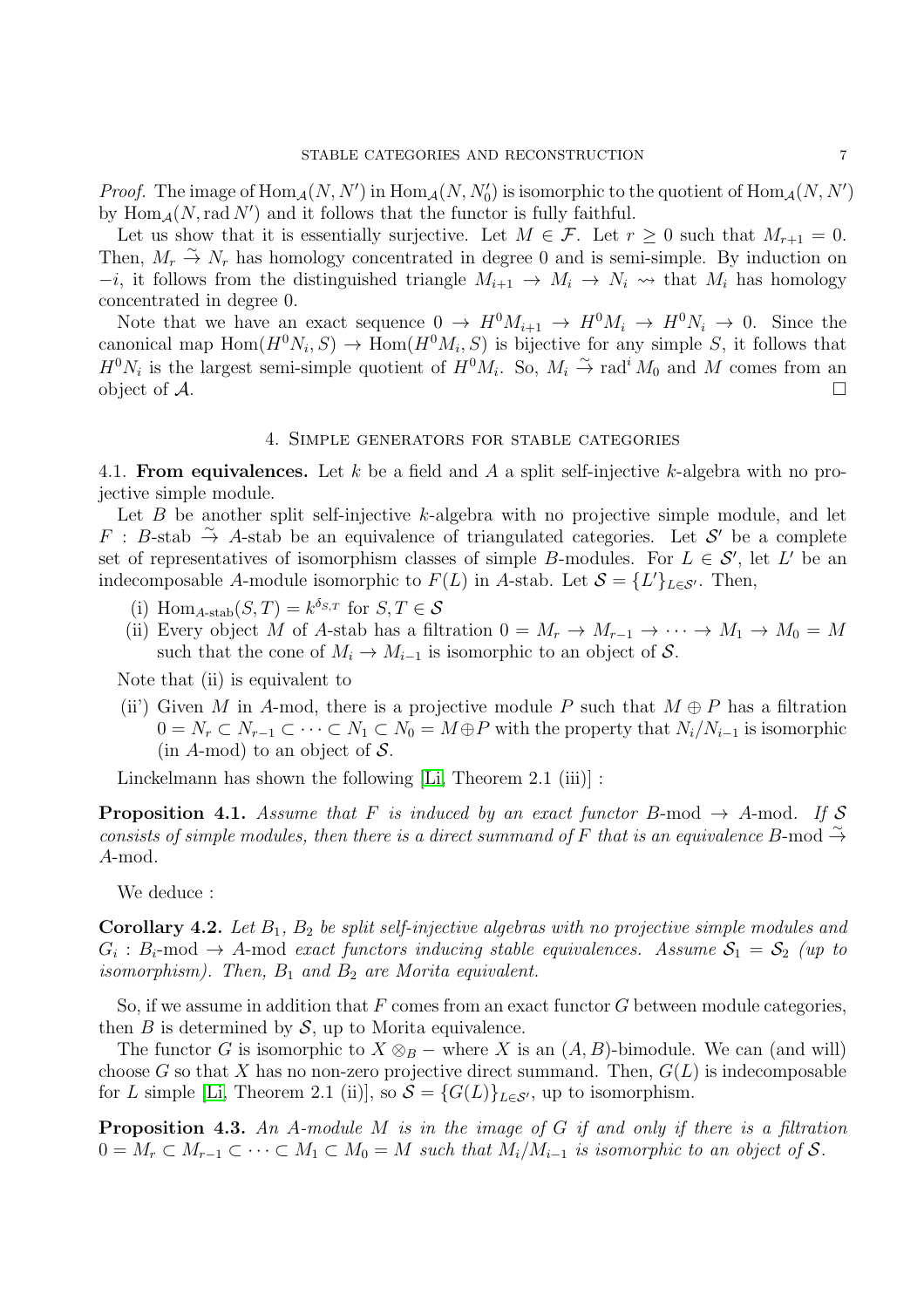*Proof.* The image of $\mathrm{Hom}_{\mathcal{A}}(N, N')$ in $\mathrm{Hom}_{\mathcal{A}}(N, N'_0)$ is isomorphic to the quotient of $\mathrm{Hom}_{\mathcal{A}}(N, N')$ by $\mathrm{Hom}_{\mathcal{A}}(N, \mathrm{rad}\, N')$ and it follows that the functor is fully faithful.

Let us show that it is essentially surjective. Let $M \in \mathcal{F}$. Let $r \geq 0$ such that $M_{r+1} = 0$. Then, $M_r \xrightarrow{\sim} N_r$ has homology concentrated in degree 0 and is semi-simple. By induction on $-i$, it follows from the distinguished triangle $M_{i+1} \to M_i \to N_i \rightsquigarrow$ that $M_i$ has homology concentrated in degree 0.

Note that we have an exact sequence $0 \to H^0 M_{i+1} \to H^0 M_i \to H^0 N_i \to 0$. Since the canonical map $\mathrm{Hom}(H^0 N_i, S) \to \mathrm{Hom}(H^0 M_i, S)$ is bijective for any simple $S$, it follows that $H^0 N_i$ is the largest semi-simple quotient of $H^0 M_i$. So, $M_i \xrightarrow{\sim} \mathrm{rad}^i M_0$ and $M$ comes from an object of $\mathcal{A}$. $\square$

## 4. Simple generators for stable categories

4.1. **From equivalences.** Let $k$ be a field and $A$ a split self-injective $k$-algebra with no projective simple module.

Let $B$ be another split self-injective $k$-algebra with no projective simple module, and let $F : B\text{-stab} \xrightarrow{\sim} A\text{-stab}$ be an equivalence of triangulated categories. Let $\mathcal{S}'$ be a complete set of representatives of isomorphism classes of simple $B$-modules. For $L \in \mathcal{S}'$, let $L'$ be an indecomposable $A$-module isomorphic to $F(L)$ in $A$-stab. Let $\mathcal{S} = \{L'\}_{L \in \mathcal{S}'}$. Then,

- (i) $\mathrm{Hom}_{A\text{-stab}}(S, T) = k^{\delta_{S,T}}$ for $S, T \in \mathcal{S}$
- (ii) Every object $M$ of $A$-stab has a filtration $0 = M_r \to M_{r-1} \to \cdots \to M_1 \to M_0 = M$ such that the cone of $M_i \to M_{i-1}$ is isomorphic to an object of $\mathcal{S}$.

Note that (ii) is equivalent to

- (ii') Given $M$ in $A$-mod, there is a projective module $P$ such that $M \oplus P$ has a filtration $0 = N_r \subset N_{r-1} \subset \cdots \subset N_1 \subset N_0 = M \oplus P$ with the property that $N_i/N_{i-1}$ is isomorphic (in $A$-mod) to an object of $\mathcal{S}$.

Linckelmann has shown the following [Li, Theorem 2.1 (iii)] :

**Proposition 4.1.** *Assume that $F$ is induced by an exact functor $B$-mod $\to$ $A$-mod. If $\mathcal{S}$ consists of simple modules, then there is a direct summand of $F$ that is an equivalence $B\text{-mod} \xrightarrow{\sim} A\text{-mod}$.*

We deduce :

**Corollary 4.2.** *Let $B_1$, $B_2$ be split self-injective algebras with no projective simple modules and $G_i : B_i\text{-mod} \to A\text{-mod}$ exact functors inducing stable equivalences. Assume $\mathcal{S}_1 = \mathcal{S}_2$ (up to isomorphism). Then, $B_1$ and $B_2$ are Morita equivalent.*

So, if we assume in addition that $F$ comes from an exact functor $G$ between module categories, then $B$ is determined by $\mathcal{S}$, up to Morita equivalence.

The functor $G$ is isomorphic to $X \otimes_B -$ where $X$ is an $(A, B)$-bimodule. We can (and will) choose $G$ so that $X$ has no non-zero projective direct summand. Then, $G(L)$ is indecomposable for $L$ simple [Li, Theorem 2.1 (ii)], so $\mathcal{S} = \{G(L)\}_{L \in \mathcal{S}'}$, up to isomorphism.

**Proposition 4.3.** *An $A$-module $M$ is in the image of $G$ if and only if there is a filtration $0 = M_r \subset M_{r-1} \subset \cdots \subset M_1 \subset M_0 = M$ such that $M_i/M_{i-1}$ is isomorphic to an object of $\mathcal{S}$.*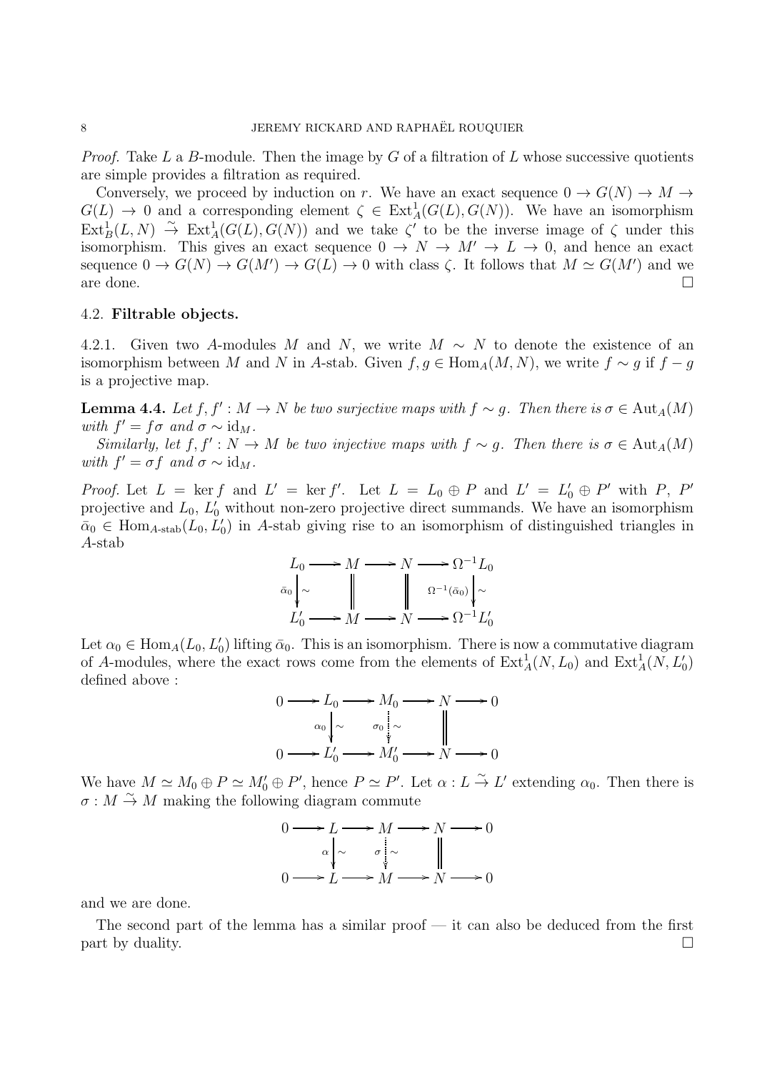*Proof.* Take $L$ a $B$-module. Then the image by $G$ of a filtration of $L$ whose successive quotients are simple provides a filtration as required.

Conversely, we proceed by induction on $r$. We have an exact sequence $0 \to G(N) \to M \to G(L) \to 0$ and a corresponding element $\zeta \in \mathrm{Ext}^1_A(G(L), G(N))$. We have an isomorphism $\mathrm{Ext}^1_B(L, N) \xrightarrow{\sim} \mathrm{Ext}^1_A(G(L), G(N))$ and we take $\zeta'$ to be the inverse image of $\zeta$ under this isomorphism. This gives an exact sequence $0 \to N \to M' \to L \to 0$, and hence an exact sequence $0 \to G(N) \to G(M') \to G(L) \to 0$ with class $\zeta$. It follows that $M \simeq G(M')$ and we are done. $\square$

## 4.2. Filtrable objects.

4.2.1. Given two $A$-modules $M$ and $N$, we write $M \sim N$ to denote the existence of an isomorphism between $M$ and $N$ in $A$-stab. Given $f, g \in \mathrm{Hom}_A(M, N)$, we write $f \sim g$ if $f - g$ is a projective map.

**Lemma 4.4.** *Let $f, f' : M \to N$ be two surjective maps with $f \sim g$. Then there is $\sigma \in \mathrm{Aut}_A(M)$ with $f' = f\sigma$ and $\sigma \sim \mathrm{id}_M$.*

*Similarly, let $f, f' : N \to M$ be two injective maps with $f \sim g$. Then there is $\sigma \in \mathrm{Aut}_A(M)$ with $f' = \sigma f$ and $\sigma \sim \mathrm{id}_M$.*

*Proof.* Let $L = \ker f$ and $L' = \ker f'$. Let $L = L_0 \oplus P$ and $L' = L'_0 \oplus P'$ with $P$, $P'$ projective and $L_0$, $L'_0$ without non-zero projective direct summands. We have an isomorphism $\bar{\alpha}_0 \in \mathrm{Hom}_{A\text{-stab}}(L_0, L'_0)$ in $A$-stab giving rise to an isomorphism of distinguished triangles in $A$-stab

$$\begin{array}{ccccccc}
L_0 & \longrightarrow & M & \longrightarrow & N & \longrightarrow & \Omega^{-1}L_0 \\
{\scriptstyle \bar{\alpha}_0}\downarrow{\scriptstyle \sim} & & \| & & \| & & {\scriptstyle \Omega^{-1}(\bar{\alpha}_0)}\downarrow{\scriptstyle \sim} \\
L'_0 & \longrightarrow & M & \longrightarrow & N & \longrightarrow & \Omega^{-1}L'_0
\end{array}$$

Let $\alpha_0 \in \mathrm{Hom}_A(L_0, L'_0)$ lifting $\bar{\alpha}_0$. This is an isomorphism. There is now a commutative diagram of $A$-modules, where the exact rows come from the elements of $\mathrm{Ext}^1_A(N, L_0)$ and $\mathrm{Ext}^1_A(N, L'_0)$ defined above :

$$\begin{array}{ccccccccc}
0 & \longrightarrow & L_0 & \longrightarrow & M_0 & \longrightarrow & N & \longrightarrow & 0 \\
 & & {\scriptstyle \alpha_0}\downarrow{\scriptstyle \sim} & & {\scriptstyle \sigma_0}\vdots{\scriptstyle \sim} & & \| & & \\
0 & \longrightarrow & L'_0 & \longrightarrow & M'_0 & \longrightarrow & N & \longrightarrow & 0
\end{array}$$

We have $M \simeq M_0 \oplus P \simeq M'_0 \oplus P'$, hence $P \simeq P'$. Let $\alpha : L \xrightarrow{\sim} L'$ extending $\alpha_0$. Then there is $\sigma : M \xrightarrow{\sim} M$ making the following diagram commute

$$\begin{array}{ccccccccc}
0 & \longrightarrow & L & \longrightarrow & M & \longrightarrow & N & \longrightarrow & 0 \\
 & & {\scriptstyle \alpha}\downarrow{\scriptstyle \sim} & & {\scriptstyle \sigma}\vdots{\scriptstyle \sim} & & \| & & \\
0 & \longrightarrow & L & \longrightarrow & M & \longrightarrow & N & \longrightarrow & 0
\end{array}$$

and we are done.

The second part of the lemma has a similar proof — it can also be deduced from the first part by duality. $\square$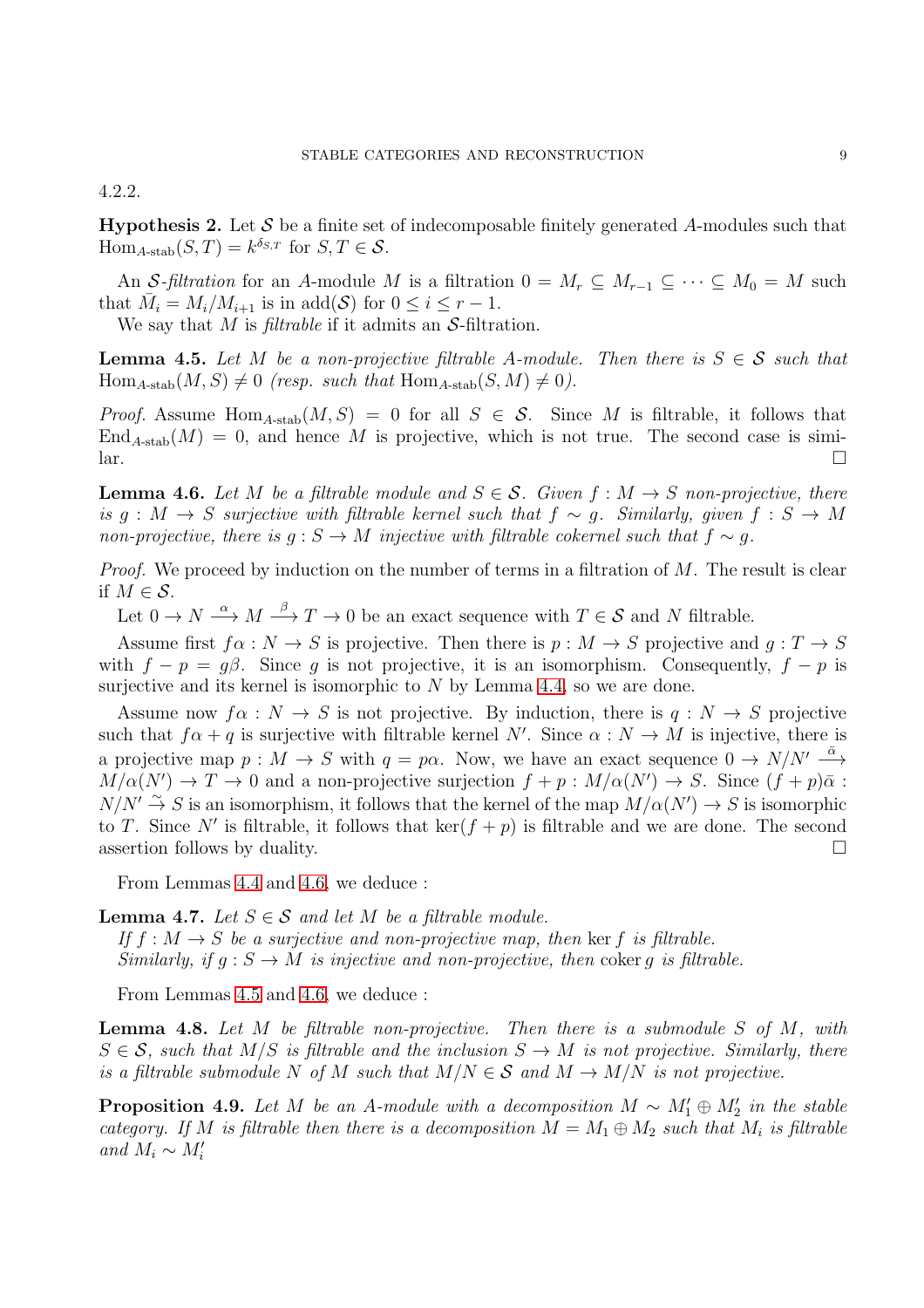4.2.2.

**Hypothesis 2.** Let $\mathcal{S}$ be a finite set of indecomposable finitely generated $A$-modules such that $\mathrm{Hom}_{A\text{-stab}}(S,T) = k^{\delta_{S,T}}$ for $S, T \in \mathcal{S}$.

An $\mathcal{S}$*-filtration* for an $A$-module $M$ is a filtration $0 = M_r \subseteq M_{r-1} \subseteq \cdots \subseteq M_0 = M$ such that $\bar{M}_i = M_i/M_{i+1}$ is in $\mathrm{add}(\mathcal{S})$ for $0 \le i \le r-1$.

We say that $M$ is *filtrable* if it admits an $\mathcal{S}$-filtration.

**Lemma 4.5.** *Let $M$ be a non-projective filtrable $A$-module. Then there is $S \in \mathcal{S}$ such that $\mathrm{Hom}_{A\text{-stab}}(M,S) \neq 0$ (resp. such that $\mathrm{Hom}_{A\text{-stab}}(S,M) \neq 0$).*

*Proof.* Assume $\mathrm{Hom}_{A\text{-stab}}(M,S) = 0$ for all $S \in \mathcal{S}$. Since $M$ is filtrable, it follows that $\mathrm{End}_{A\text{-stab}}(M) = 0$, and hence $M$ is projective, which is not true. The second case is similar. $\square$

**Lemma 4.6.** *Let $M$ be a filtrable module and $S \in \mathcal{S}$. Given $f : M \to S$ non-projective, there is $g : M \to S$ surjective with filtrable kernel such that $f \sim g$. Similarly, given $f : S \to M$ non-projective, there is $g : S \to M$ injective with filtrable cokernel such that $f \sim g$.*

*Proof.* We proceed by induction on the number of terms in a filtration of $M$. The result is clear if $M \in \mathcal{S}$.

Let $0 \to N \xrightarrow{\alpha} M \xrightarrow{\beta} T \to 0$ be an exact sequence with $T \in \mathcal{S}$ and $N$ filtrable.

Assume first $f\alpha : N \to S$ is projective. Then there is $p : M \to S$ projective and $g : T \to S$ with $f - p = g\beta$. Since $g$ is not projective, it is an isomorphism. Consequently, $f - p$ is surjective and its kernel is isomorphic to $N$ by Lemma 4.4, so we are done.

Assume now $f\alpha : N \to S$ is not projective. By induction, there is $q : N \to S$ projective such that $f\alpha + q$ is surjective with filtrable kernel $N'$. Since $\alpha : N \to M$ is injective, there is a projective map $p : M \to S$ with $q = p\alpha$. Now, we have an exact sequence $0 \to N/N' \xrightarrow{\bar{\alpha}} M/\alpha(N') \to T \to 0$ and a non-projective surjection $f + p : M/\alpha(N') \to S$. Since $(f+p)\bar{\alpha} : N/N' \xrightarrow{\sim} S$ is an isomorphism, it follows that the kernel of the map $M/\alpha(N') \to S$ is isomorphic to $T$. Since $N'$ is filtrable, it follows that $\ker(f+p)$ is filtrable and we are done. The second assertion follows by duality. $\square$

From Lemmas 4.4 and 4.6, we deduce :

**Lemma 4.7.** *Let $S \in \mathcal{S}$ and let $M$ be a filtrable module.*

*If $f : M \to S$ be a surjective and non-projective map, then $\ker f$ is filtrable.*

*Similarly, if $g : S \to M$ is injective and non-projective, then $\operatorname{coker} g$ is filtrable.*

From Lemmas 4.5 and 4.6, we deduce :

**Lemma 4.8.** *Let $M$ be filtrable non-projective. Then there is a submodule $S$ of $M$, with $S \in \mathcal{S}$, such that $M/S$ is filtrable and the inclusion $S \to M$ is not projective. Similarly, there is a filtrable submodule $N$ of $M$ such that $M/N \in \mathcal{S}$ and $M \to M/N$ is not projective.*

**Proposition 4.9.** *Let $M$ be an $A$-module with a decomposition $M \sim M_1' \oplus M_2'$ in the stable category. If $M$ is filtrable then there is a decomposition $M = M_1 \oplus M_2$ such that $M_i$ is filtrable and $M_i \sim M_i'$*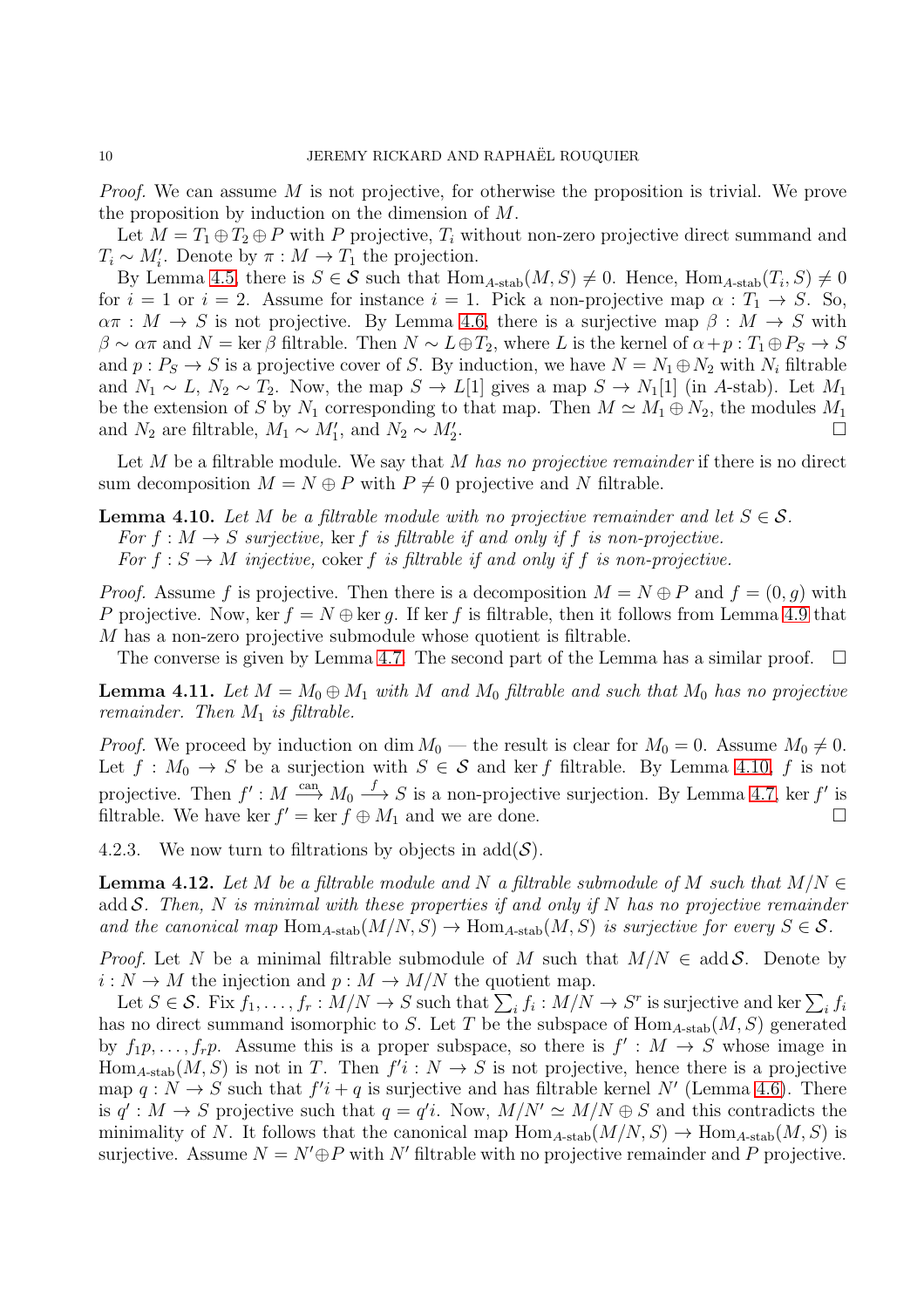*Proof.* We can assume $M$ is not projective, for otherwise the proposition is trivial. We prove the proposition by induction on the dimension of $M$.

Let $M = T_1 \oplus T_2 \oplus P$ with $P$ projective, $T_i$ without non-zero projective direct summand and $T_i \sim M_i'$. Denote by $\pi : M \to T_1$ the projection.

By Lemma 4.5, there is $S \in \mathcal{S}$ such that $\operatorname{Hom}_{A\text{-stab}}(M, S) \neq 0$. Hence, $\operatorname{Hom}_{A\text{-stab}}(T_i, S) \neq 0$ for $i = 1$ or $i = 2$. Assume for instance $i = 1$. Pick a non-projective map $\alpha : T_1 \to S$. So, $\alpha\pi : M \to S$ is not projective. By Lemma 4.6, there is a surjective map $\beta : M \to S$ with $\beta \sim \alpha\pi$ and $N = \ker \beta$ filtrable. Then $N \sim L \oplus T_2$, where $L$ is the kernel of $\alpha + p : T_1 \oplus P_S \to S$ and $p : P_S \to S$ is a projective cover of $S$. By induction, we have $N = N_1 \oplus N_2$ with $N_i$ filtrable and $N_1 \sim L$, $N_2 \sim T_2$. Now, the map $S \to L[1]$ gives a map $S \to N_1[1]$ (in $A$-stab). Let $M_1$ be the extension of $S$ by $N_1$ corresponding to that map. Then $M \simeq M_1 \oplus N_2$, the modules $M_1$ and $N_2$ are filtrable, $M_1 \sim M_1'$, and $N_2 \sim M_2'$. □

Let $M$ be a filtrable module. We say that $M$ *has no projective remainder* if there is no direct sum decomposition $M = N \oplus P$ with $P \neq 0$ projective and $N$ filtrable.

**Lemma 4.10.** *Let $M$ be a filtrable module with no projective remainder and let $S \in \mathcal{S}$.*
*For $f : M \to S$ surjective,* $\ker f$ *is filtrable if and only if $f$ is non-projective.*
*For $f : S \to M$ injective,* $\operatorname{coker} f$ *is filtrable if and only if $f$ is non-projective.*

*Proof.* Assume $f$ is projective. Then there is a decomposition $M = N \oplus P$ and $f = (0, g)$ with $P$ projective. Now, $\ker f = N \oplus \ker g$. If $\ker f$ is filtrable, then it follows from Lemma 4.9 that $M$ has a non-zero projective submodule whose quotient is filtrable.

The converse is given by Lemma 4.7. The second part of the Lemma has a similar proof. □

**Lemma 4.11.** *Let $M = M_0 \oplus M_1$ with $M$ and $M_0$ filtrable and such that $M_0$ has no projective remainder. Then $M_1$ is filtrable.*

*Proof.* We proceed by induction on $\dim M_0$ — the result is clear for $M_0 = 0$. Assume $M_0 \neq 0$. Let $f : M_0 \to S$ be a surjection with $S \in \mathcal{S}$ and $\ker f$ filtrable. By Lemma 4.10, $f$ is not projective. Then $f' : M \xrightarrow{\text{can}} M_0 \xrightarrow{f} S$ is a non-projective surjection. By Lemma 4.7, $\ker f'$ is filtrable. We have $\ker f' = \ker f \oplus M_1$ and we are done. □

4.2.3. We now turn to filtrations by objects in $\operatorname{add}(\mathcal{S})$.

**Lemma 4.12.** *Let $M$ be a filtrable module and $N$ a filtrable submodule of $M$ such that $M/N \in \operatorname{add} \mathcal{S}$. Then, $N$ is minimal with these properties if and only if $N$ has no projective remainder and the canonical map $\operatorname{Hom}_{A\text{-stab}}(M/N, S) \to \operatorname{Hom}_{A\text{-stab}}(M, S)$ is surjective for every $S \in \mathcal{S}$.*

*Proof.* Let $N$ be a minimal filtrable submodule of $M$ such that $M/N \in \operatorname{add} \mathcal{S}$. Denote by $i : N \to M$ the injection and $p : M \to M/N$ the quotient map.

Let $S \in \mathcal{S}$. Fix $f_1, \ldots, f_r : M/N \to S$ such that $\sum_i f_i : M/N \to S^r$ is surjective and $\ker \sum_i f_i$ has no direct summand isomorphic to $S$. Let $T$ be the subspace of $\operatorname{Hom}_{A\text{-stab}}(M, S)$ generated by $f_1 p, \ldots, f_r p$. Assume this is a proper subspace, so there is $f' : M \to S$ whose image in $\operatorname{Hom}_{A\text{-stab}}(M, S)$ is not in $T$. Then $f'i : N \to S$ is not projective, hence there is a projective map $q : N \to S$ such that $f'i + q$ is surjective and has filtrable kernel $N'$ (Lemma 4.6). There is $q' : M \to S$ projective such that $q = q'i$. Now, $M/N' \simeq M/N \oplus S$ and this contradicts the minimality of $N$. It follows that the canonical map $\operatorname{Hom}_{A\text{-stab}}(M/N, S) \to \operatorname{Hom}_{A\text{-stab}}(M, S)$ is surjective. Assume $N = N' \oplus P$ with $N'$ filtrable with no projective remainder and $P$ projective.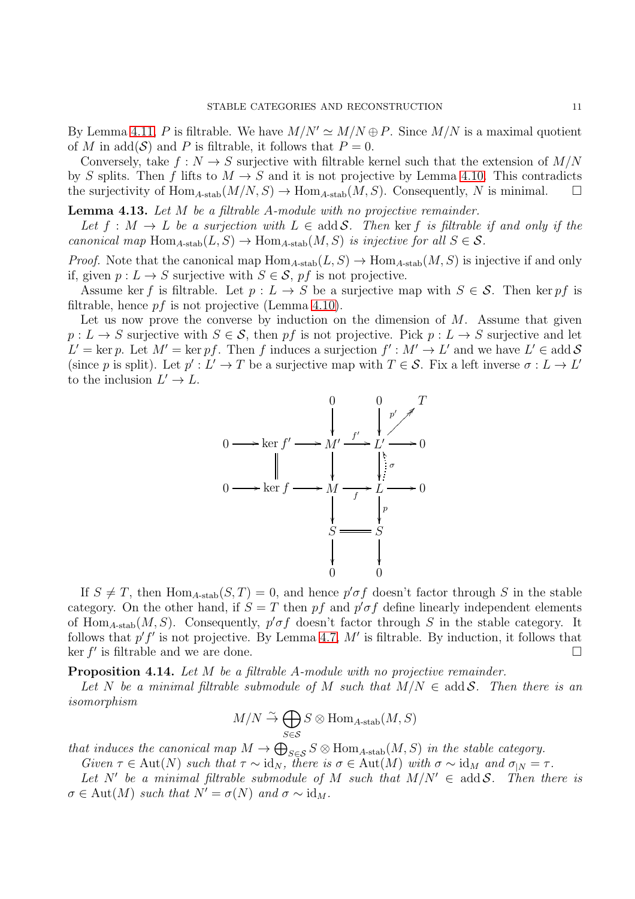By Lemma 4.11, $P$ is filtrable. We have $M/N' \simeq M/N \oplus P$. Since $M/N$ is a maximal quotient of $M$ in $\mathrm{add}(\mathcal{S})$ and $P$ is filtrable, it follows that $P = 0$.

Conversely, take $f : N \to S$ surjective with filtrable kernel such that the extension of $M/N$ by $S$ splits. Then $f$ lifts to $M \to S$ and it is not projective by Lemma 4.10. This contradicts the surjectivity of $\mathrm{Hom}_{A\text{-stab}}(M/N, S) \to \mathrm{Hom}_{A\text{-stab}}(M, S)$. Consequently, $N$ is minimal. $\square$

**Lemma 4.13.** *Let $M$ be a filtrable $A$-module with no projective remainder.*

*Let $f : M \to L$ be a surjection with $L \in \mathrm{add}\,\mathcal{S}$. Then $\ker f$ is filtrable if and only if the canonical map $\mathrm{Hom}_{A\text{-stab}}(L, S) \to \mathrm{Hom}_{A\text{-stab}}(M, S)$ is injective for all $S \in \mathcal{S}$.*

*Proof.* Note that the canonical map $\mathrm{Hom}_{A\text{-stab}}(L, S) \to \mathrm{Hom}_{A\text{-stab}}(M, S)$ is injective if and only if, given $p : L \to S$ surjective with $S \in \mathcal{S}$, $pf$ is not projective.

Assume $\ker f$ is filtrable. Let $p : L \to S$ be a surjective map with $S \in \mathcal{S}$. Then $\ker pf$ is filtrable, hence $pf$ is not projective (Lemma 4.10).

Let us now prove the converse by induction on the dimension of $M$. Assume that given $p : L \to S$ surjective with $S \in \mathcal{S}$, then $pf$ is not projective. Pick $p : L \to S$ surjective and let $L' = \ker p$. Let $M' = \ker pf$. Then $f$ induces a surjection $f' : M' \to L'$ and we have $L' \in \mathrm{add}\,\mathcal{S}$ (since $p$ is split). Let $p' : L' \to T$ be a surjective map with $T \in \mathcal{S}$. Fix a left inverse $\sigma : L \to L'$ to the inclusion $L' \to L$.

$$
\begin{array}{ccccccccc}
 & & & & 0 & & 0 & \overset{p'}{\nearrow} & T \\
 & & & & \downarrow & & \downarrow & & \\
0 & \to & \ker f' & \to & M' & \xrightarrow{f'} & L' & \to & 0 \\
 & & \| & & \downarrow & & \downarrow \uparrow \sigma & & \\
0 & \to & \ker f & \to & M & \xrightarrow{f} & L & \to & 0 \\
 & & & & \downarrow & & \downarrow p & & \\
 & & & & S & = & S & & \\
 & & & & \downarrow & & \downarrow & & \\
 & & & & 0 & & 0 & &
\end{array}
$$

If $S \neq T$, then $\mathrm{Hom}_{A\text{-stab}}(S, T) = 0$, and hence $p'\sigma f$ doesn't factor through $S$ in the stable category. On the other hand, if $S = T$ then $pf$ and $p'\sigma f$ define linearly independent elements of $\mathrm{Hom}_{A\text{-stab}}(M, S)$. Consequently, $p'\sigma f$ doesn't factor through $S$ in the stable category. It follows that $p'f'$ is not projective. By Lemma 4.7, $M'$ is filtrable. By induction, it follows that $\ker f'$ is filtrable and we are done. $\square$

**Proposition 4.14.** *Let $M$ be a filtrable $A$-module with no projective remainder.*

*Let $N$ be a minimal filtrable submodule of $M$ such that $M/N \in \mathrm{add}\,\mathcal{S}$. Then there is an isomorphism*

$$M/N \xrightarrow{\sim} \bigoplus_{S \in \mathcal{S}} S \otimes \mathrm{Hom}_{A\text{-stab}}(M, S)$$

*that induces the canonical map $M \to \bigoplus_{S \in \mathcal{S}} S \otimes \mathrm{Hom}_{A\text{-stab}}(M, S)$ in the stable category.*

*Given $\tau \in \mathrm{Aut}(N)$ such that $\tau \sim \mathrm{id}_N$, there is $\sigma \in \mathrm{Aut}(M)$ with $\sigma \sim \mathrm{id}_M$ and $\sigma_{|N} = \tau$.*

*Let $N'$ be a minimal filtrable submodule of $M$ such that $M/N' \in \mathrm{add}\,\mathcal{S}$. Then there is $\sigma \in \mathrm{Aut}(M)$ such that $N' = \sigma(N)$ and $\sigma \sim \mathrm{id}_M$.*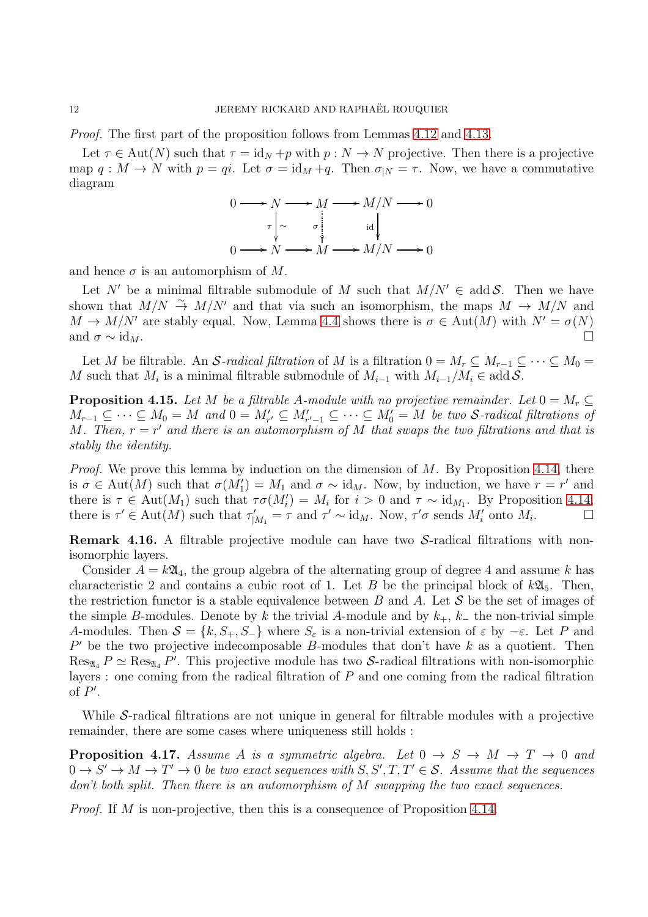*Proof.* The first part of the proposition follows from Lemmas 4.12 and 4.13.

Let $\tau \in \operatorname{Aut}(N)$ such that $\tau = \operatorname{id}_N + p$ with $p : N \to N$ projective. Then there is a projective map $q : M \to N$ with $p = qi$. Let $\sigma = \operatorname{id}_M + q$. Then $\sigma_{|N} = \tau$. Now, we have a commutative diagram

$$\begin{array}{ccccccccc}
0 & \longrightarrow & N & \longrightarrow & M & \longrightarrow & M/N & \longrightarrow & 0 \\
 & & {\scriptstyle\tau}\downarrow{\scriptstyle\sim} & & {\scriptstyle\sigma}\vdots & & {\scriptstyle\mathrm{id}}\downarrow & & \\
0 & \longrightarrow & N & \longrightarrow & M & \longrightarrow & M/N & \longrightarrow & 0
\end{array}$$

and hence $\sigma$ is an automorphism of $M$.

Let $N'$ be a minimal filtrable submodule of $M$ such that $M/N' \in \operatorname{add} \mathcal{S}$. Then we have shown that $M/N \xrightarrow{\sim} M/N'$ and that via such an isomorphism, the maps $M \to M/N$ and $M \to M/N'$ are stably equal. Now, Lemma 4.4 shows there is $\sigma \in \operatorname{Aut}(M)$ with $N' = \sigma(N)$ and $\sigma \sim \operatorname{id}_M$. $\square$

Let $M$ be filtrable. An *$\mathcal{S}$-radical filtration* of $M$ is a filtration $0 = M_r \subseteq M_{r-1} \subseteq \cdots \subseteq M_0 = M$ such that $M_i$ is a minimal filtrable submodule of $M_{i-1}$ with $M_{i-1}/M_i \in \operatorname{add} \mathcal{S}$.

**Proposition 4.15.** *Let $M$ be a filtrable $A$-module with no projective remainder. Let $0 = M_r \subseteq M_{r-1} \subseteq \cdots \subseteq M_0 = M$ and $0 = M'_{r'} \subseteq M'_{r'-1} \subseteq \cdots \subseteq M'_0 = M$ be two $\mathcal{S}$-radical filtrations of $M$. Then, $r = r'$ and there is an automorphism of $M$ that swaps the two filtrations and that is stably the identity.*

*Proof.* We prove this lemma by induction on the dimension of $M$. By Proposition 4.14, there is $\sigma \in \operatorname{Aut}(M)$ such that $\sigma(M'_1) = M_1$ and $\sigma \sim \operatorname{id}_M$. Now, by induction, we have $r = r'$ and there is $\tau \in \operatorname{Aut}(M_1)$ such that $\tau\sigma(M'_i) = M_i$ for $i > 0$ and $\tau \sim \operatorname{id}_{M_1}$. By Proposition 4.14, there is $\tau' \in \operatorname{Aut}(M)$ such that $\tau'_{|M_1} = \tau$ and $\tau' \sim \operatorname{id}_M$. Now, $\tau'\sigma$ sends $M'_i$ onto $M_i$. $\square$

**Remark 4.16.** A filtrable projective module can have two $\mathcal{S}$-radical filtrations with non-isomorphic layers.

Consider $A = k\mathfrak{A}_4$, the group algebra of the alternating group of degree 4 and assume $k$ has characteristic 2 and contains a cubic root of 1. Let $B$ be the principal block of $k\mathfrak{A}_5$. Then, the restriction functor is a stable equivalence between $B$ and $A$. Let $\mathcal{S}$ be the set of images of the simple $B$-modules. Denote by $k$ the trivial $A$-module and by $k_+$, $k_-$ the non-trivial simple $A$-modules. Then $\mathcal{S} = \{k, S_+, S_-\}$ where $S_\varepsilon$ is a non-trivial extension of $\varepsilon$ by $-\varepsilon$. Let $P$ and $P'$ be the two projective indecomposable $B$-modules that don't have $k$ as a quotient. Then $\operatorname{Res}_{\mathfrak{A}_4} P \simeq \operatorname{Res}_{\mathfrak{A}_4} P'$. This projective module has two $\mathcal{S}$-radical filtrations with non-isomorphic layers : one coming from the radical filtration of $P$ and one coming from the radical filtration of $P'$.

While $\mathcal{S}$-radical filtrations are not unique in general for filtrable modules with a projective remainder, there are some cases where uniqueness still holds :

**Proposition 4.17.** *Assume $A$ is a symmetric algebra. Let $0 \to S \to M \to T \to 0$ and $0 \to S' \to M \to T' \to 0$ be two exact sequences with $S, S', T, T' \in \mathcal{S}$. Assume that the sequences don't both split. Then there is an automorphism of $M$ swapping the two exact sequences.*

*Proof.* If $M$ is non-projective, then this is a consequence of Proposition 4.14.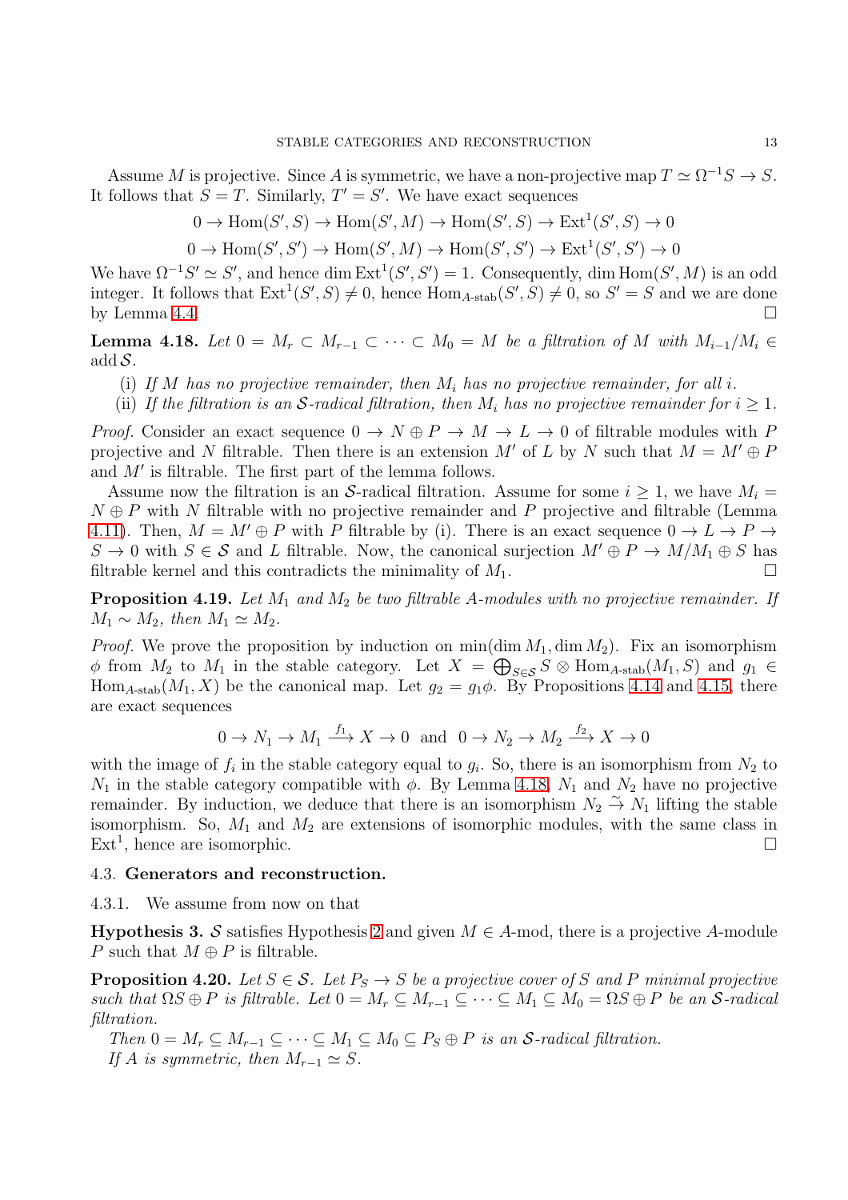Assume $M$ is projective. Since $A$ is symmetric, we have a non-projective map $T \simeq \Omega^{-1}S \to S$. It follows that $S = T$. Similarly, $T' = S'$. We have exact sequences

$$0 \to \mathrm{Hom}(S', S) \to \mathrm{Hom}(S', M) \to \mathrm{Hom}(S', S) \to \mathrm{Ext}^1(S', S) \to 0$$

$$0 \to \mathrm{Hom}(S', S') \to \mathrm{Hom}(S', M) \to \mathrm{Hom}(S', S') \to \mathrm{Ext}^1(S', S') \to 0$$

We have $\Omega^{-1}S' \simeq S'$, and hence $\dim \mathrm{Ext}^1(S', S') = 1$. Consequently, $\dim \mathrm{Hom}(S', M)$ is an odd integer. It follows that $\mathrm{Ext}^1(S', S) \neq 0$, hence $\mathrm{Hom}_{A\text{-stab}}(S', S) \neq 0$, so $S' = S$ and we are done by Lemma 4.4. $\square$

**Lemma 4.18.** *Let $0 = M_r \subset M_{r-1} \subset \cdots \subset M_0 = M$ be a filtration of $M$ with $M_{i-1}/M_i \in \mathrm{add}\, \mathcal{S}$.*

(i) *If $M$ has no projective remainder, then $M_i$ has no projective remainder, for all $i$.*

(ii) *If the filtration is an $\mathcal{S}$-radical filtration, then $M_i$ has no projective remainder for $i \geq 1$.*

*Proof.* Consider an exact sequence $0 \to N \oplus P \to M \to L \to 0$ of filtrable modules with $P$ projective and $N$ filtrable. Then there is an extension $M'$ of $L$ by $N$ such that $M = M' \oplus P$ and $M'$ is filtrable. The first part of the lemma follows.

Assume now the filtration is an $\mathcal{S}$-radical filtration. Assume for some $i \geq 1$, we have $M_i = N \oplus P$ with $N$ filtrable with no projective remainder and $P$ projective and filtrable (Lemma 4.11). Then, $M = M' \oplus P$ with $P$ filtrable by (i). There is an exact sequence $0 \to L \to P \to S \to 0$ with $S \in \mathcal{S}$ and $L$ filtrable. Now, the canonical surjection $M' \oplus P \to M/M_1 \oplus S$ has filtrable kernel and this contradicts the minimality of $M_1$. $\square$

**Proposition 4.19.** *Let $M_1$ and $M_2$ be two filtrable $A$-modules with no projective remainder. If $M_1 \sim M_2$, then $M_1 \simeq M_2$.*

*Proof.* We prove the proposition by induction on $\min(\dim M_1, \dim M_2)$. Fix an isomorphism $\phi$ from $M_2$ to $M_1$ in the stable category. Let $X = \bigoplus_{S \in \mathcal{S}} S \otimes \mathrm{Hom}_{A\text{-stab}}(M_1, S)$ and $g_1 \in \mathrm{Hom}_{A\text{-stab}}(M_1, X)$ be the canonical map. Let $g_2 = g_1\phi$. By Propositions 4.14 and 4.15, there are exact sequences

$$0 \to N_1 \to M_1 \xrightarrow{f_1} X \to 0 \quad \text{and} \quad 0 \to N_2 \to M_2 \xrightarrow{f_2} X \to 0$$

with the image of $f_i$ in the stable category equal to $g_i$. So, there is an isomorphism from $N_2$ to $N_1$ in the stable category compatible with $\phi$. By Lemma 4.18, $N_1$ and $N_2$ have no projective remainder. By induction, we deduce that there is an isomorphism $N_2 \xrightarrow{\sim} N_1$ lifting the stable isomorphism. So, $M_1$ and $M_2$ are extensions of isomorphic modules, with the same class in $\mathrm{Ext}^1$, hence are isomorphic. $\square$

## 4.3. Generators and reconstruction.

4.3.1. We assume from now on that

**Hypothesis 3.** $\mathcal{S}$ satisfies Hypothesis 2 and given $M \in A$-mod, there is a projective $A$-module $P$ such that $M \oplus P$ is filtrable.

**Proposition 4.20.** *Let $S \in \mathcal{S}$. Let $P_S \to S$ be a projective cover of $S$ and $P$ minimal projective such that $\Omega S \oplus P$ is filtrable. Let $0 = M_r \subseteq M_{r-1} \subseteq \cdots \subseteq M_1 \subseteq M_0 = \Omega S \oplus P$ be an $\mathcal{S}$-radical filtration.*

*Then $0 = M_r \subseteq M_{r-1} \subseteq \cdots \subseteq M_1 \subseteq M_0 \subseteq P_S \oplus P$ is an $\mathcal{S}$-radical filtration.*

*If $A$ is symmetric, then $M_{r-1} \simeq S$.*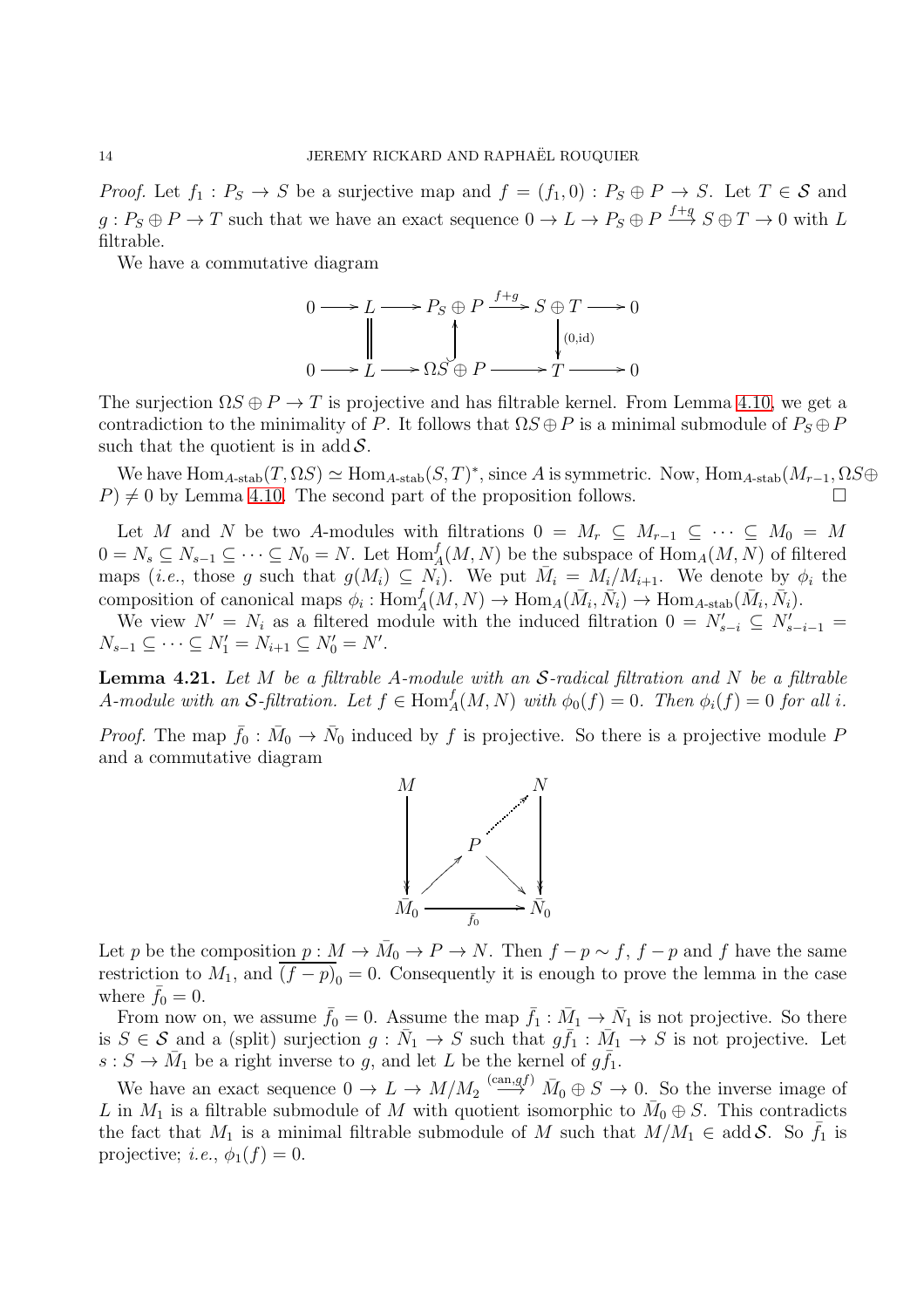*Proof.* Let $f_1 : P_S \to S$ be a surjective map and $f = (f_1, 0) : P_S \oplus P \to S$. Let $T \in \mathcal{S}$ and $g : P_S \oplus P \to T$ such that we have an exact sequence $0 \to L \to P_S \oplus P \xrightarrow{f+g} S \oplus T \to 0$ with $L$ filtrable.

We have a commutative diagram

$$\begin{array}{ccccccccc}
0 & \longrightarrow & L & \longrightarrow & P_S \oplus P & \xrightarrow{f+g} & S \oplus T & \longrightarrow & 0 \\
 & & \| & & \uparrow & & \downarrow{\scriptstyle (0,\mathrm{id})} & & \\
0 & \longrightarrow & L & \longrightarrow & \Omega S \oplus P & \longrightarrow & T & \longrightarrow & 0
\end{array}$$

The surjection $\Omega S \oplus P \to T$ is projective and has filtrable kernel. From Lemma 4.10, we get a contradiction to the minimality of $P$. It follows that $\Omega S \oplus P$ is a minimal submodule of $P_S \oplus P$ such that the quotient is in $\operatorname{add} \mathcal{S}$.

We have $\operatorname{Hom}_{A\text{-stab}}(T, \Omega S) \simeq \operatorname{Hom}_{A\text{-stab}}(S, T)^*$, since $A$ is symmetric. Now, $\operatorname{Hom}_{A\text{-stab}}(M_{r-1}, \Omega S \oplus P) \neq 0$ by Lemma 4.10. The second part of the proposition follows. $\square$

Let $M$ and $N$ be two $A$-modules with filtrations $0 = M_r \subseteq M_{r-1} \subseteq \cdots \subseteq M_0 = M$ $0 = N_s \subseteq N_{s-1} \subseteq \cdots \subseteq N_0 = N$. Let $\operatorname{Hom}_A^f(M, N)$ be the subspace of $\operatorname{Hom}_A(M, N)$ of filtered maps (*i.e.*, those $g$ such that $g(M_i) \subseteq N_i$). We put $\bar{M}_i = M_i/M_{i+1}$. We denote by $\phi_i$ the composition of canonical maps $\phi_i : \operatorname{Hom}_A^f(M, N) \to \operatorname{Hom}_A(\bar{M}_i, \bar{N}_i) \to \operatorname{Hom}_{A\text{-stab}}(\bar{M}_i, \bar{N}_i)$.

We view $N' = N_i$ as a filtered module with the induced filtration $0 = N'_{s-i} \subseteq N'_{s-i-1} = N_{s-1} \subseteq \cdots \subseteq N'_1 = N_{i+1} \subseteq N'_0 = N'$.

**Lemma 4.21.** *Let $M$ be a filtrable $A$-module with an $\mathcal{S}$-radical filtration and $N$ be a filtrable $A$-module with an $\mathcal{S}$-filtration. Let $f \in \operatorname{Hom}_A^f(M, N)$ with $\phi_0(f) = 0$. Then $\phi_i(f) = 0$ for all $i$.*

*Proof.* The map $\bar{f}_0 : \bar{M}_0 \to \bar{N}_0$ induced by $f$ is projective. So there is a projective module $P$ and a commutative diagram

$$\begin{array}{ccccc}
M & & & & N \\
\big\downarrow & & & \nearrow\!\!\cdot & \big\downarrow \\
 & & P & & \\
 & \nearrow & & \searrow & \\
\bar{M}_0 & & \xrightarrow[\bar{f}_0]{} & & \bar{N}_0
\end{array}$$

Let $p$ be the composition $p : M \to \bar{M}_0 \to P \to N$. Then $f - p \sim f$, $f - p$ and $f$ have the same restriction to $M_1$, and $\overline{(f-p)}_0 = 0$. Consequently it is enough to prove the lemma in the case where $\bar{f}_0 = 0$.

From now on, we assume $\bar{f}_0 = 0$. Assume the map $\bar{f}_1 : \bar{M}_1 \to \bar{N}_1$ is not projective. So there is $S \in \mathcal{S}$ and a (split) surjection $g : \bar{N}_1 \to S$ such that $g\bar{f}_1 : \bar{M}_1 \to S$ is not projective. Let $s : S \to \bar{M}_1$ be a right inverse to $g$, and let $L$ be the kernel of $g\bar{f}_1$.

We have an exact sequence $0 \to L \to M/M_2 \xrightarrow{(\mathrm{can}, gf)} \bar{M}_0 \oplus S \to 0$. So the inverse image of $L$ in $M_1$ is a filtrable submodule of $M$ with quotient isomorphic to $\bar{M}_0 \oplus S$. This contradicts the fact that $M_1$ is a minimal filtrable submodule of $M$ such that $M/M_1 \in \operatorname{add} \mathcal{S}$. So $\bar{f}_1$ is projective; *i.e.*, $\phi_1(f) = 0$.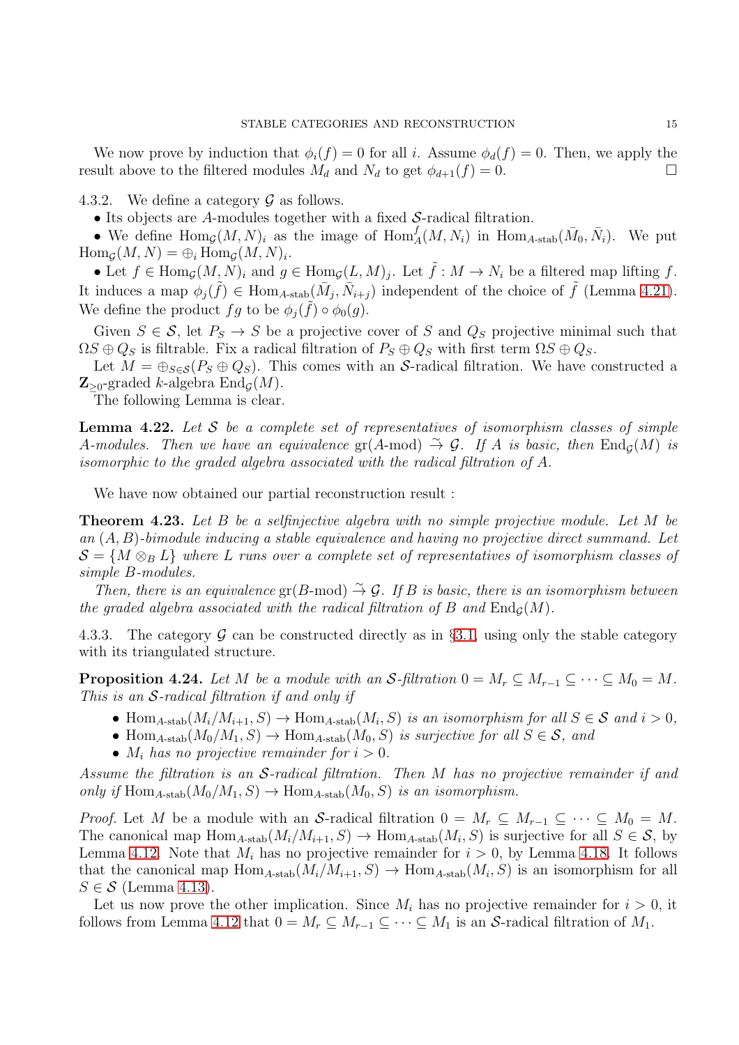We now prove by induction that $\phi_i(f) = 0$ for all $i$. Assume $\phi_d(f) = 0$. Then, we apply the result above to the filtered modules $M_d$ and $N_d$ to get $\phi_{d+1}(f) = 0$. □

4.3.2. We define a category $\mathcal{G}$ as follows.

• Its objects are $A$-modules together with a fixed $\mathcal{S}$-radical filtration.

• We define $\mathrm{Hom}_{\mathcal{G}}(M,N)_i$ as the image of $\mathrm{Hom}_A^f(M,N_i)$ in $\mathrm{Hom}_{A\text{-stab}}(\bar{M}_0,\bar{N}_i)$. We put $\mathrm{Hom}_{\mathcal{G}}(M,N) = \oplus_i \mathrm{Hom}_{\mathcal{G}}(M,N)_i$.

• Let $f \in \mathrm{Hom}_{\mathcal{G}}(M,N)_i$ and $g \in \mathrm{Hom}_{\mathcal{G}}(L,M)_j$. Let $\tilde{f} : M \to N_i$ be a filtered map lifting $f$. It induces a map $\phi_j(\tilde{f}) \in \mathrm{Hom}_{A\text{-stab}}(\bar{M}_j,\bar{N}_{i+j})$ independent of the choice of $\tilde{f}$ (Lemma 4.21). We define the product $fg$ to be $\phi_j(\tilde{f}) \circ \phi_0(g)$.

Given $S \in \mathcal{S}$, let $P_S \to S$ be a projective cover of $S$ and $Q_S$ projective minimal such that $\Omega S \oplus Q_S$ is filtrable. Fix a radical filtration of $P_S \oplus Q_S$ with first term $\Omega S \oplus Q_S$.

Let $M = \oplus_{S\in\mathcal{S}}(P_S \oplus Q_S)$. This comes with an $\mathcal{S}$-radical filtration. We have constructed a $\mathbf{Z}_{\geq 0}$-graded $k$-algebra $\mathrm{End}_{\mathcal{G}}(M)$.

The following Lemma is clear.

**Lemma 4.22.** *Let $\mathcal{S}$ be a complete set of representatives of isomorphism classes of simple $A$-modules. Then we have an equivalence $\mathrm{gr}(A\text{-mod}) \xrightarrow{\sim} \mathcal{G}$. If $A$ is basic, then $\mathrm{End}_{\mathcal{G}}(M)$ is isomorphic to the graded algebra associated with the radical filtration of $A$.*

We have now obtained our partial reconstruction result :

**Theorem 4.23.** *Let $B$ be a selfinjective algebra with no simple projective module. Let $M$ be an $(A,B)$-bimodule inducing a stable equivalence and having no projective direct summand. Let $\mathcal{S} = \{M \otimes_B L\}$ where $L$ runs over a complete set of representatives of isomorphism classes of simple $B$-modules.*

*Then, there is an equivalence $\mathrm{gr}(B\text{-mod}) \xrightarrow{\sim} \mathcal{G}$. If $B$ is basic, there is an isomorphism between the graded algebra associated with the radical filtration of $B$ and $\mathrm{End}_{\mathcal{G}}(M)$.*

4.3.3. The category $\mathcal{G}$ can be constructed directly as in §3.1, using only the stable category with its triangulated structure.

**Proposition 4.24.** *Let $M$ be a module with an $\mathcal{S}$-filtration $0 = M_r \subseteq M_{r-1} \subseteq \cdots \subseteq M_0 = M$. This is an $\mathcal{S}$-radical filtration if and only if*

- *$\mathrm{Hom}_{A\text{-stab}}(M_i/M_{i+1},S) \to \mathrm{Hom}_{A\text{-stab}}(M_i,S)$ is an isomorphism for all $S \in \mathcal{S}$ and $i > 0$,*
- *$\mathrm{Hom}_{A\text{-stab}}(M_0/M_1,S) \to \mathrm{Hom}_{A\text{-stab}}(M_0,S)$ is surjective for all $S \in \mathcal{S}$, and*
- *$M_i$ has no projective remainder for $i > 0$.*

*Assume the filtration is an $\mathcal{S}$-radical filtration. Then $M$ has no projective remainder if and only if $\mathrm{Hom}_{A\text{-stab}}(M_0/M_1,S) \to \mathrm{Hom}_{A\text{-stab}}(M_0,S)$ is an isomorphism.*

*Proof.* Let $M$ be a module with an $\mathcal{S}$-radical filtration $0 = M_r \subseteq M_{r-1} \subseteq \cdots \subseteq M_0 = M$. The canonical map $\mathrm{Hom}_{A\text{-stab}}(M_i/M_{i+1},S) \to \mathrm{Hom}_{A\text{-stab}}(M_i,S)$ is surjective for all $S \in \mathcal{S}$, by Lemma 4.12. Note that $M_i$ has no projective remainder for $i > 0$, by Lemma 4.18. It follows that the canonical map $\mathrm{Hom}_{A\text{-stab}}(M_i/M_{i+1},S) \to \mathrm{Hom}_{A\text{-stab}}(M_i,S)$ is an isomorphism for all $S \in \mathcal{S}$ (Lemma 4.13).

Let us now prove the other implication. Since $M_i$ has no projective remainder for $i > 0$, it follows from Lemma 4.12 that $0 = M_r \subseteq M_{r-1} \subseteq \cdots \subseteq M_1$ is an $\mathcal{S}$-radical filtration of $M_1$.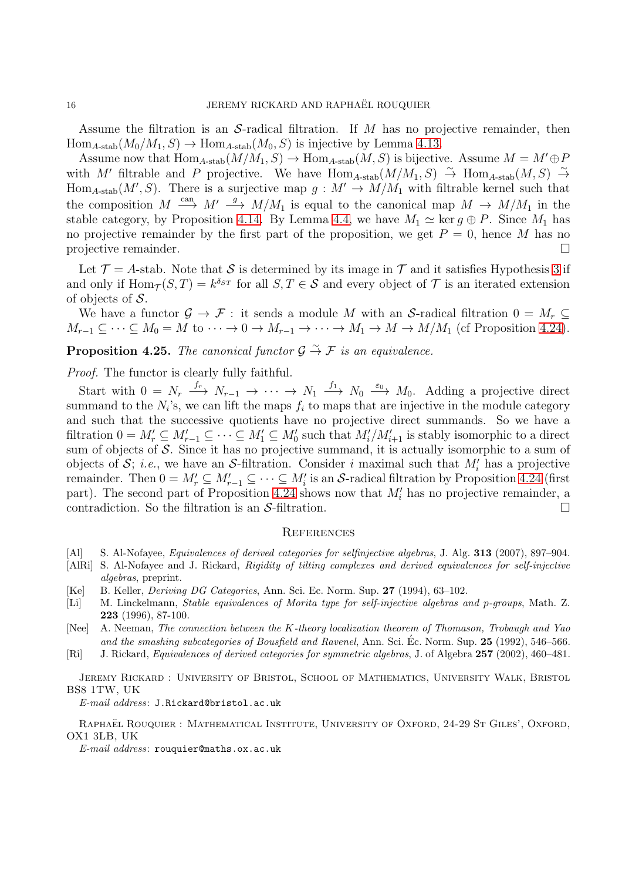Assume the filtration is an $\mathcal{S}$-radical filtration. If $M$ has no projective remainder, then $\mathrm{Hom}_{A\text{-stab}}(M_0/M_1, S) \to \mathrm{Hom}_{A\text{-stab}}(M_0, S)$ is injective by Lemma 4.13.

Assume now that $\mathrm{Hom}_{A\text{-stab}}(M/M_1, S) \to \mathrm{Hom}_{A\text{-stab}}(M, S)$ is bijective. Assume $M = M' \oplus P$ with $M'$ filtrable and $P$ projective. We have $\mathrm{Hom}_{A\text{-stab}}(M/M_1, S) \xrightarrow{\sim} \mathrm{Hom}_{A\text{-stab}}(M, S) \xrightarrow{\sim} \mathrm{Hom}_{A\text{-stab}}(M', S)$. There is a surjective map $g : M' \to M/M_1$ with filtrable kernel such that the composition $M \xrightarrow{\text{can}} M' \xrightarrow{g} M/M_1$ is equal to the canonical map $M \to M/M_1$ in the stable category, by Proposition 4.14. By Lemma 4.4, we have $M_1 \simeq \ker g \oplus P$. Since $M_1$ has no projective remainder by the first part of the proposition, we get $P = 0$, hence $M$ has no projective remainder. $\square$

Let $\mathcal{T} = A$-stab. Note that $\mathcal{S}$ is determined by its image in $\mathcal{T}$ and it satisfies Hypothesis 3 if and only if $\mathrm{Hom}_{\mathcal{T}}(S, T) = k^{\delta_{ST}}$ for all $S, T \in \mathcal{S}$ and every object of $\mathcal{T}$ is an iterated extension of objects of $\mathcal{S}$.

We have a functor $\mathcal{G} \to \mathcal{F}$ : it sends a module $M$ with an $\mathcal{S}$-radical filtration $0 = M_r \subseteq M_{r-1} \subseteq \cdots \subseteq M_0 = M$ to $\cdots \to 0 \to M_{r-1} \to \cdots \to M_1 \to M \to M/M_1$ (cf Proposition 4.24).

**Proposition 4.25.** *The canonical functor $\mathcal{G} \xrightarrow{\sim} \mathcal{F}$ is an equivalence.*

*Proof.* The functor is clearly fully faithful.

Start with $0 = N_r \xrightarrow{f_r} N_{r-1} \to \cdots \to N_1 \xrightarrow{f_1} N_0 \xrightarrow{\varepsilon_0} M_0$. Adding a projective direct summand to the $N_i$'s, we can lift the maps $f_i$ to maps that are injective in the module category and such that the successive quotients have no projective direct summands. So we have a filtration $0 = M'_r \subseteq M'_{r-1} \subseteq \cdots \subseteq M'_1 \subseteq M'_0$ such that $M'_i/M'_{i+1}$ is stably isomorphic to a direct sum of objects of $\mathcal{S}$. Since it has no projective summand, it is actually isomorphic to a sum of objects of $\mathcal{S}$; *i.e.*, we have an $\mathcal{S}$-filtration. Consider $i$ maximal such that $M'_i$ has a projective remainder. Then $0 = M'_r \subseteq M'_{r-1} \subseteq \cdots \subseteq M'_i$ is an $\mathcal{S}$-radical filtration by Proposition 4.24 (first part). The second part of Proposition 4.24 shows now that $M'_i$ has no projective remainder, a contradiction. So the filtration is an $\mathcal{S}$-filtration. $\square$

## References

[Al] S. Al-Nofayee, *Equivalences of derived categories for selfinjective algebras*, J. Alg. **313** (2007), 897–904.

[AlRi] S. Al-Nofayee and J. Rickard, *Rigidity of tilting complexes and derived equivalences for self-injective algebras*, preprint.

[Ke] B. Keller, *Deriving DG Categories*, Ann. Sci. Ec. Norm. Sup. **27** (1994), 63–102.

[Li] M. Linckelmann, *Stable equivalences of Morita type for self-injective algebras and p-groups*, Math. Z. **223** (1996), 87-100.

[Nee] A. Neeman, *The connection between the K-theory localization theorem of Thomason, Trobaugh and Yao and the smashing subcategories of Bousfield and Ravenel*, Ann. Sci. Éc. Norm. Sup. **25** (1992), 546–566.

[Ri] J. Rickard, *Equivalences of derived categories for symmetric algebras*, J. of Algebra **257** (2002), 460–481.

Jeremy Rickard : University of Bristol, School of Mathematics, University Walk, Bristol BS8 1TW, UK

*E-mail address*: J.Rickard@bristol.ac.uk

Raphaël Rouquier : Mathematical Institute, University of Oxford, 24-29 St Giles', Oxford, OX1 3LB, UK

*E-mail address*: rouquier@maths.ox.ac.uk